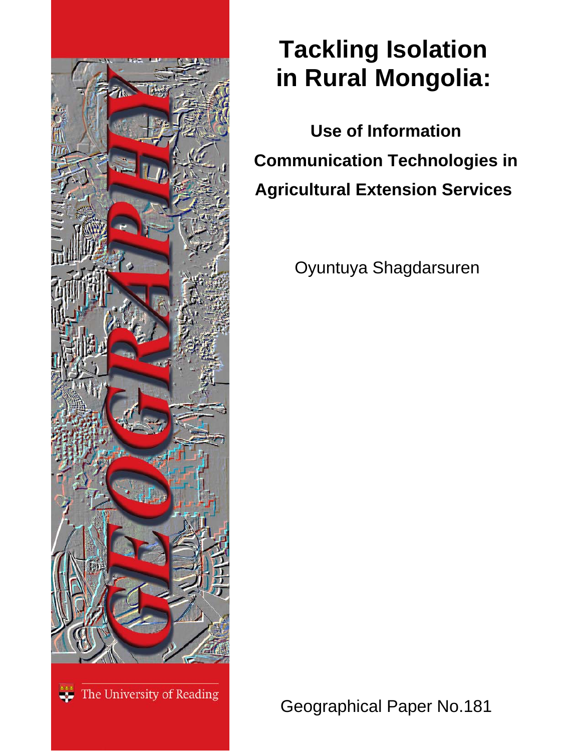# Tackling Isolation in Rural Mongolia:

## Use of Information Communication Technologies in Agricultural Extension Services

Oyuntuya Shagdarsuren

GEOGRAPHY

The University of Reading

Geographical Paper No.181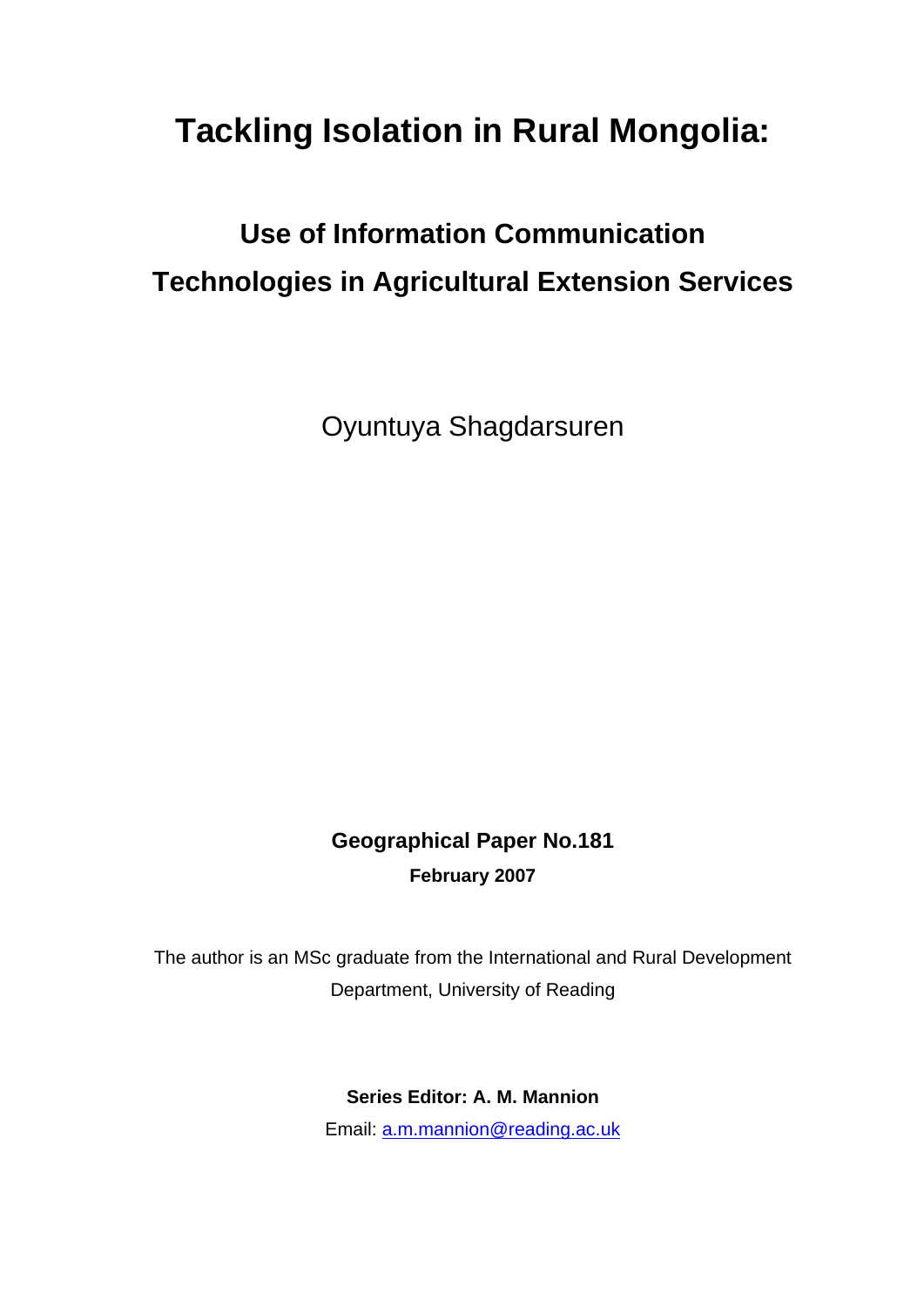# Tackling Isolation in Rural Mongolia:

## Use of Information Communication Technologies in Agricultural Extension Services

Oyuntuya Shagdarsuren

**Geographical Paper No.181**

**February 2007**

The author is an MSc graduate from the International and Rural Development Department, University of Reading

**Series Editor: A. M. Mannion**

Email: a.m.mannion@reading.ac.uk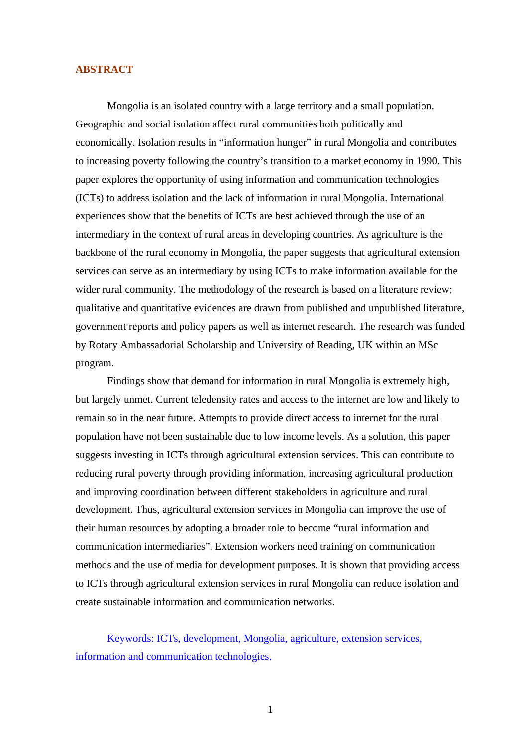## ABSTRACT

Mongolia is an isolated country with a large territory and a small population. Geographic and social isolation affect rural communities both politically and economically. Isolation results in "information hunger" in rural Mongolia and contributes to increasing poverty following the country's transition to a market economy in 1990. This paper explores the opportunity of using information and communication technologies (ICTs) to address isolation and the lack of information in rural Mongolia. International experiences show that the benefits of ICTs are best achieved through the use of an intermediary in the context of rural areas in developing countries. As agriculture is the backbone of the rural economy in Mongolia, the paper suggests that agricultural extension services can serve as an intermediary by using ICTs to make information available for the wider rural community. The methodology of the research is based on a literature review; qualitative and quantitative evidences are drawn from published and unpublished literature, government reports and policy papers as well as internet research. The research was funded by Rotary Ambassadorial Scholarship and University of Reading, UK within an MSc program.

Findings show that demand for information in rural Mongolia is extremely high, but largely unmet. Current teledensity rates and access to the internet are low and likely to remain so in the near future. Attempts to provide direct access to internet for the rural population have not been sustainable due to low income levels. As a solution, this paper suggests investing in ICTs through agricultural extension services. This can contribute to reducing rural poverty through providing information, increasing agricultural production and improving coordination between different stakeholders in agriculture and rural development. Thus, agricultural extension services in Mongolia can improve the use of their human resources by adopting a broader role to become "rural information and communication intermediaries". Extension workers need training on communication methods and the use of media for development purposes. It is shown that providing access to ICTs through agricultural extension services in rural Mongolia can reduce isolation and create sustainable information and communication networks.

Keywords: ICTs, development, Mongolia, agriculture, extension services, information and communication technologies.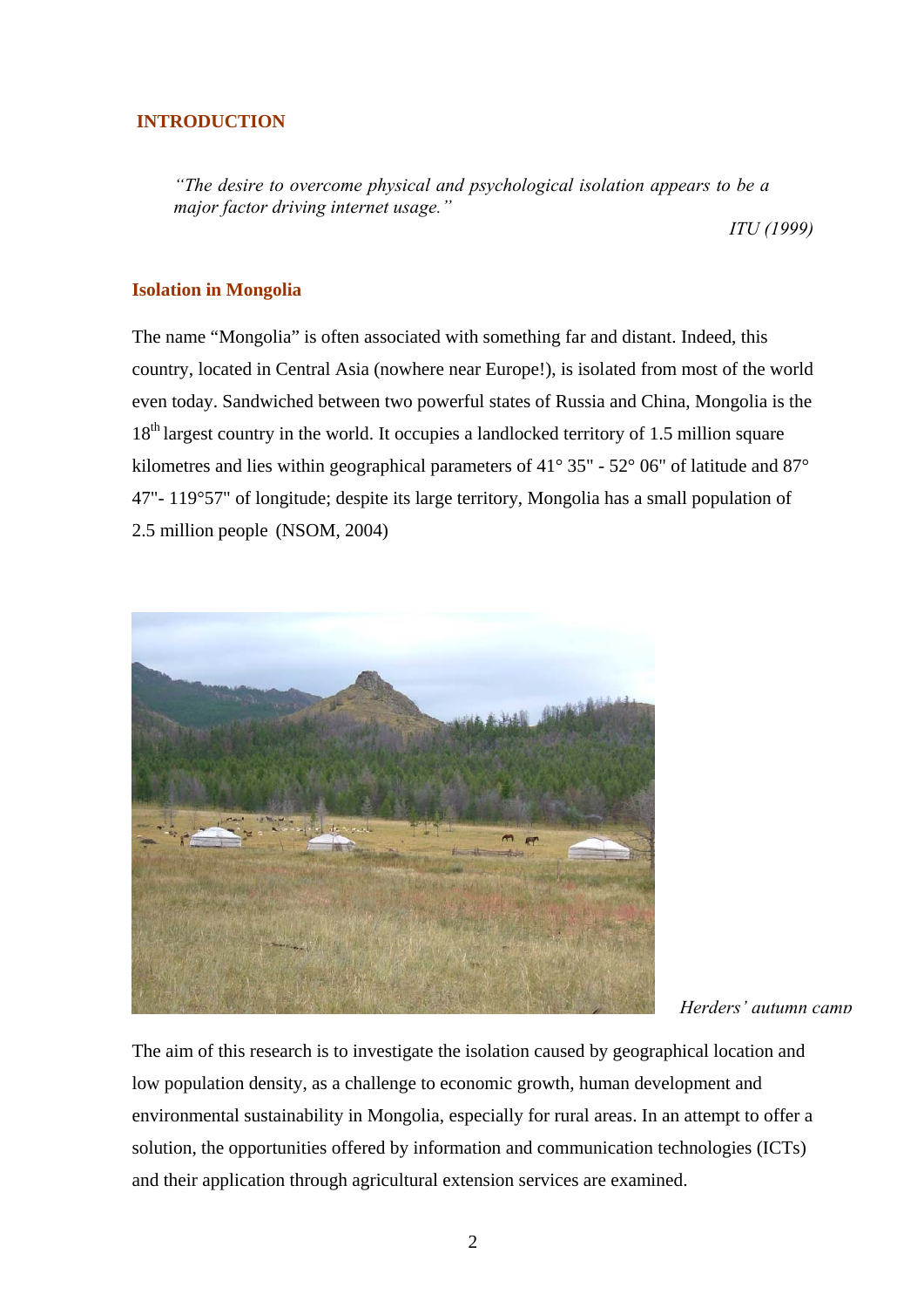## INTRODUCTION

> *"The desire to overcome physical and psychological isolation appears to be a major factor driving internet usage."*
>
> *ITU (1999)*

### Isolation in Mongolia

The name "Mongolia" is often associated with something far and distant. Indeed, this country, located in Central Asia (nowhere near Europe!), is isolated from most of the world even today. Sandwiched between two powerful states of Russia and China, Mongolia is the 18th largest country in the world. It occupies a landlocked territory of 1.5 million square kilometres and lies within geographical parameters of 41° 35" - 52° 06" of latitude and 87° 47"- 119°57" of longitude; despite its large territory, Mongolia has a small population of 2.5 million people (NSOM, 2004)

*Herders' autumn camp*

The aim of this research is to investigate the isolation caused by geographical location and low population density, as a challenge to economic growth, human development and environmental sustainability in Mongolia, especially for rural areas. In an attempt to offer a solution, the opportunities offered by information and communication technologies (ICTs) and their application through agricultural extension services are examined.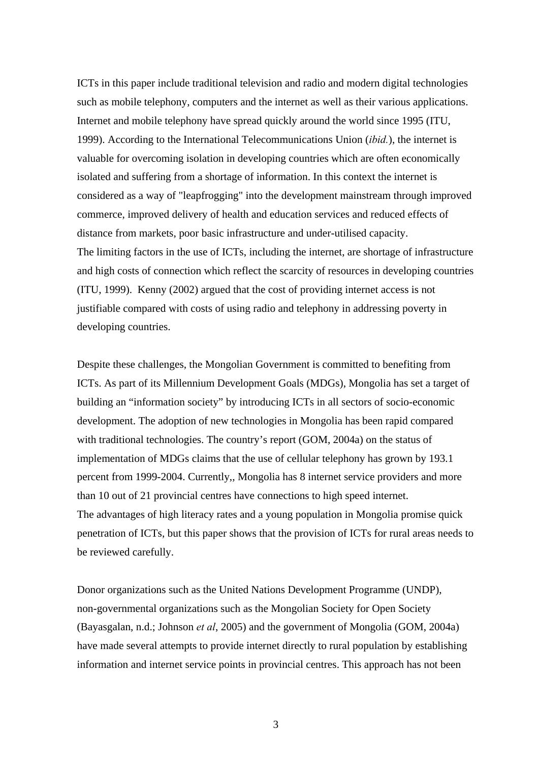ICTs in this paper include traditional television and radio and modern digital technologies such as mobile telephony, computers and the internet as well as their various applications. Internet and mobile telephony have spread quickly around the world since 1995 (ITU, 1999). According to the International Telecommunications Union (*ibid.*), the internet is valuable for overcoming isolation in developing countries which are often economically isolated and suffering from a shortage of information. In this context the internet is considered as a way of "leapfrogging" into the development mainstream through improved commerce, improved delivery of health and education services and reduced effects of distance from markets, poor basic infrastructure and under-utilised capacity.
The limiting factors in the use of ICTs, including the internet, are shortage of infrastructure and high costs of connection which reflect the scarcity of resources in developing countries (ITU, 1999). Kenny (2002) argued that the cost of providing internet access is not justifiable compared with costs of using radio and telephony in addressing poverty in developing countries.

Despite these challenges, the Mongolian Government is committed to benefiting from ICTs. As part of its Millennium Development Goals (MDGs), Mongolia has set a target of building an "information society" by introducing ICTs in all sectors of socio-economic development. The adoption of new technologies in Mongolia has been rapid compared with traditional technologies. The country's report (GOM, 2004a) on the status of implementation of MDGs claims that the use of cellular telephony has grown by 193.1 percent from 1999-2004. Currently,, Mongolia has 8 internet service providers and more than 10 out of 21 provincial centres have connections to high speed internet.
The advantages of high literacy rates and a young population in Mongolia promise quick penetration of ICTs, but this paper shows that the provision of ICTs for rural areas needs to be reviewed carefully.

Donor organizations such as the United Nations Development Programme (UNDP), non-governmental organizations such as the Mongolian Society for Open Society (Bayasgalan, n.d.; Johnson *et al*, 2005) and the government of Mongolia (GOM, 2004a) have made several attempts to provide internet directly to rural population by establishing information and internet service points in provincial centres. This approach has not been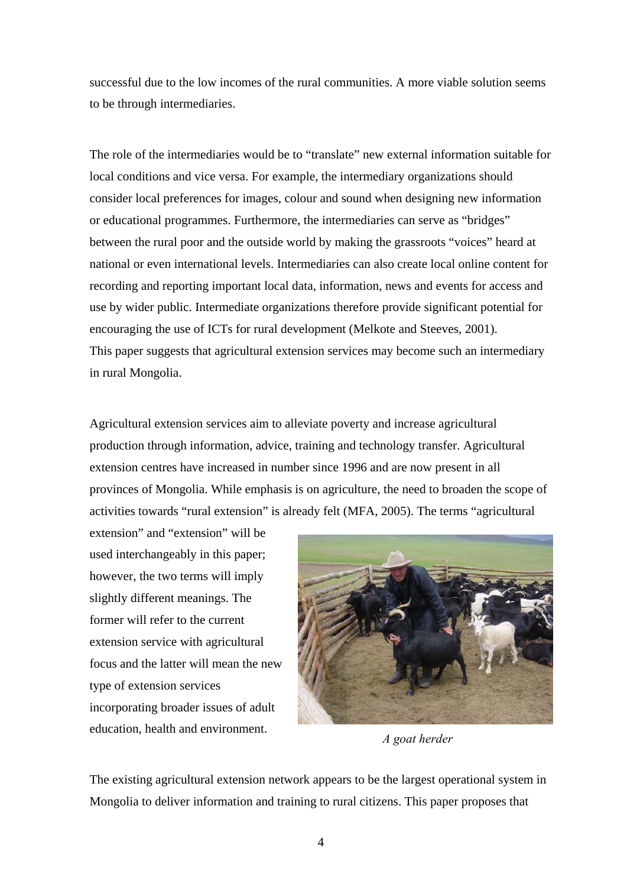successful due to the low incomes of the rural communities. A more viable solution seems to be through intermediaries.

The role of the intermediaries would be to "translate" new external information suitable for local conditions and vice versa. For example, the intermediary organizations should consider local preferences for images, colour and sound when designing new information or educational programmes. Furthermore, the intermediaries can serve as "bridges" between the rural poor and the outside world by making the grassroots "voices" heard at national or even international levels. Intermediaries can also create local online content for recording and reporting important local data, information, news and events for access and use by wider public. Intermediate organizations therefore provide significant potential for encouraging the use of ICTs for rural development (Melkote and Steeves, 2001).
This paper suggests that agricultural extension services may become such an intermediary in rural Mongolia.

Agricultural extension services aim to alleviate poverty and increase agricultural production through information, advice, training and technology transfer. Agricultural extension centres have increased in number since 1996 and are now present in all provinces of Mongolia. While emphasis is on agriculture, the need to broaden the scope of activities towards "rural extension" is already felt (MFA, 2005). The terms "agricultural extension" and "extension" will be used interchangeably in this paper; however, the two terms will imply slightly different meanings. The former will refer to the current extension service with agricultural focus and the latter will mean the new type of extension services incorporating broader issues of adult education, health and environment.

*A goat herder*

The existing agricultural extension network appears to be the largest operational system in Mongolia to deliver information and training to rural citizens. This paper proposes that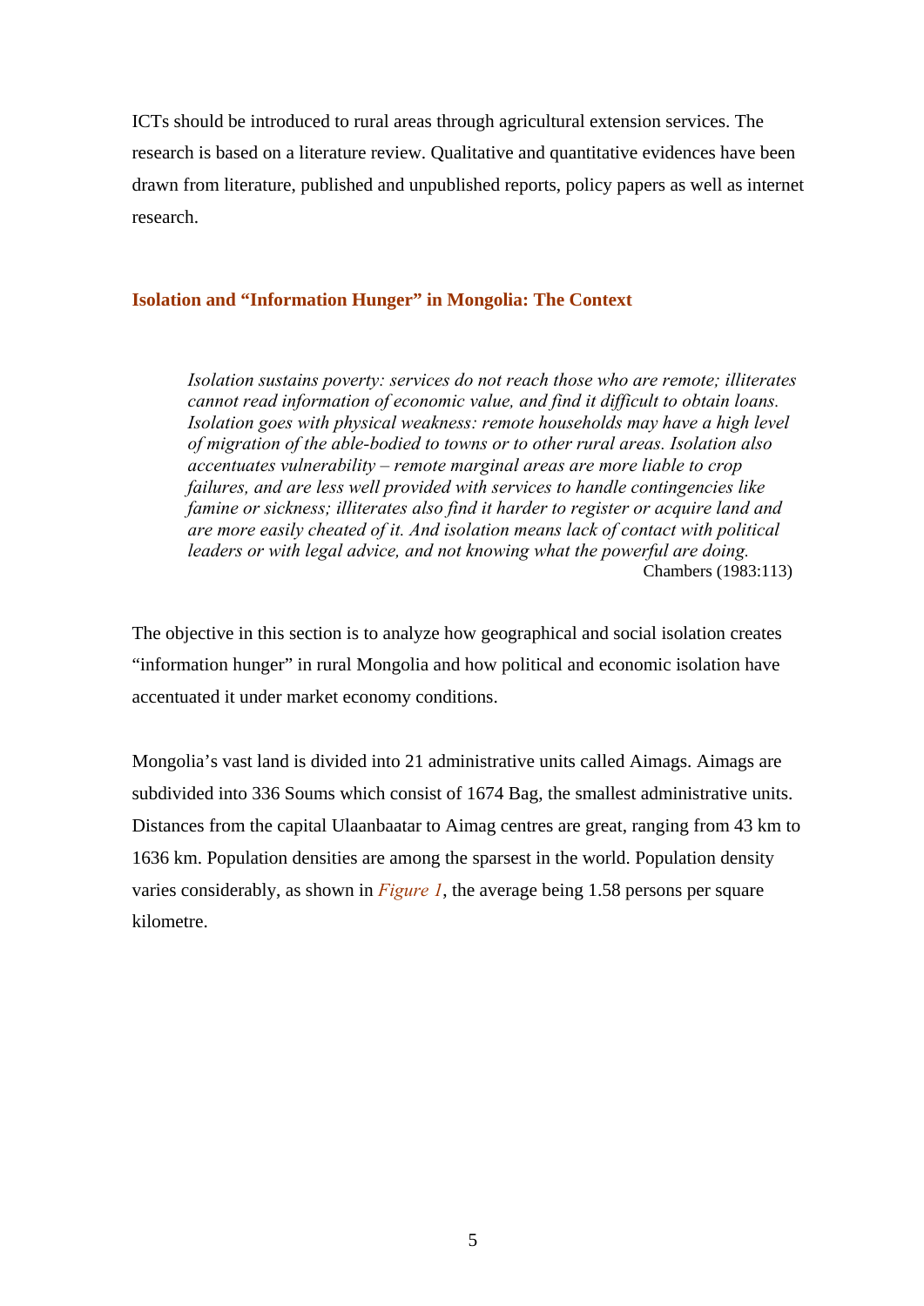ICTs should be introduced to rural areas through agricultural extension services. The research is based on a literature review. Qualitative and quantitative evidences have been drawn from literature, published and unpublished reports, policy papers as well as internet research.

## Isolation and "Information Hunger" in Mongolia: The Context

> *Isolation sustains poverty: services do not reach those who are remote; illiterates cannot read information of economic value, and find it difficult to obtain loans. Isolation goes with physical weakness: remote households may have a high level of migration of the able-bodied to towns or to other rural areas. Isolation also accentuates vulnerability – remote marginal areas are more liable to crop failures, and are less well provided with services to handle contingencies like famine or sickness; illiterates also find it harder to register or acquire land and are more easily cheated of it. And isolation means lack of contact with political leaders or with legal advice, and not knowing what the powerful are doing.*
>
> Chambers (1983:113)

The objective in this section is to analyze how geographical and social isolation creates "information hunger" in rural Mongolia and how political and economic isolation have accentuated it under market economy conditions.

Mongolia's vast land is divided into 21 administrative units called Aimags. Aimags are subdivided into 336 Soums which consist of 1674 Bag, the smallest administrative units. Distances from the capital Ulaanbaatar to Aimag centres are great, ranging from 43 km to 1636 km. Population densities are among the sparsest in the world. Population density varies considerably, as shown in *Figure 1*, the average being 1.58 persons per square kilometre.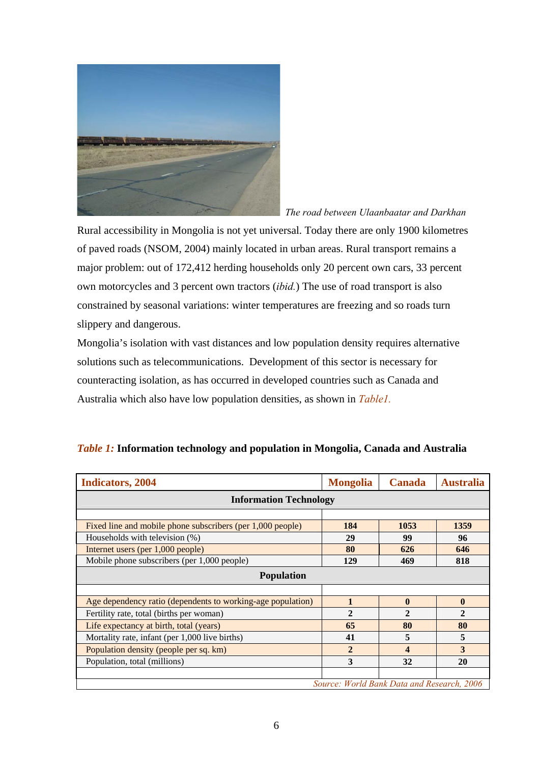*The road between Ulaanbaatar and Darkhan*

Rural accessibility in Mongolia is not yet universal. Today there are only 1900 kilometres of paved roads (NSOM, 2004) mainly located in urban areas. Rural transport remains a major problem: out of 172,412 herding households only 20 percent own cars, 33 percent own motorcycles and 3 percent own tractors (*ibid.*) The use of road transport is also constrained by seasonal variations: winter temperatures are freezing and so roads turn slippery and dangerous.

Mongolia's isolation with vast distances and low population density requires alternative solutions such as telecommunications. Development of this sector is necessary for counteracting isolation, as has occurred in developed countries such as Canada and Australia which also have low population densities, as shown in *Table1.*

***Table 1:*** **Information technology and population in Mongolia, Canada and Australia**

| Indicators, 2004 | Mongolia | Canada | Australia |
|---|---|---|---|
| **Information Technology** | | | |
| Fixed line and mobile phone subscribers (per 1,000 people) | **184** | **1053** | **1359** |
| Households with television (%) | **29** | **99** | **96** |
| Internet users (per 1,000 people) | **80** | **626** | **646** |
| Mobile phone subscribers (per 1,000 people) | **129** | **469** | **818** |
| **Population** | | | |
| Age dependency ratio (dependents to working-age population) | **1** | **0** | **0** |
| Fertility rate, total (births per woman) | **2** | **2** | **2** |
| Life expectancy at birth, total (years) | **65** | **80** | **80** |
| Mortality rate, infant (per 1,000 live births) | **41** | **5** | **5** |
| Population density (people per sq. km) | **2** | **4** | **3** |
| Population, total (millions) | **3** | **32** | **20** |

*Source: World Bank Data and Research, 2006*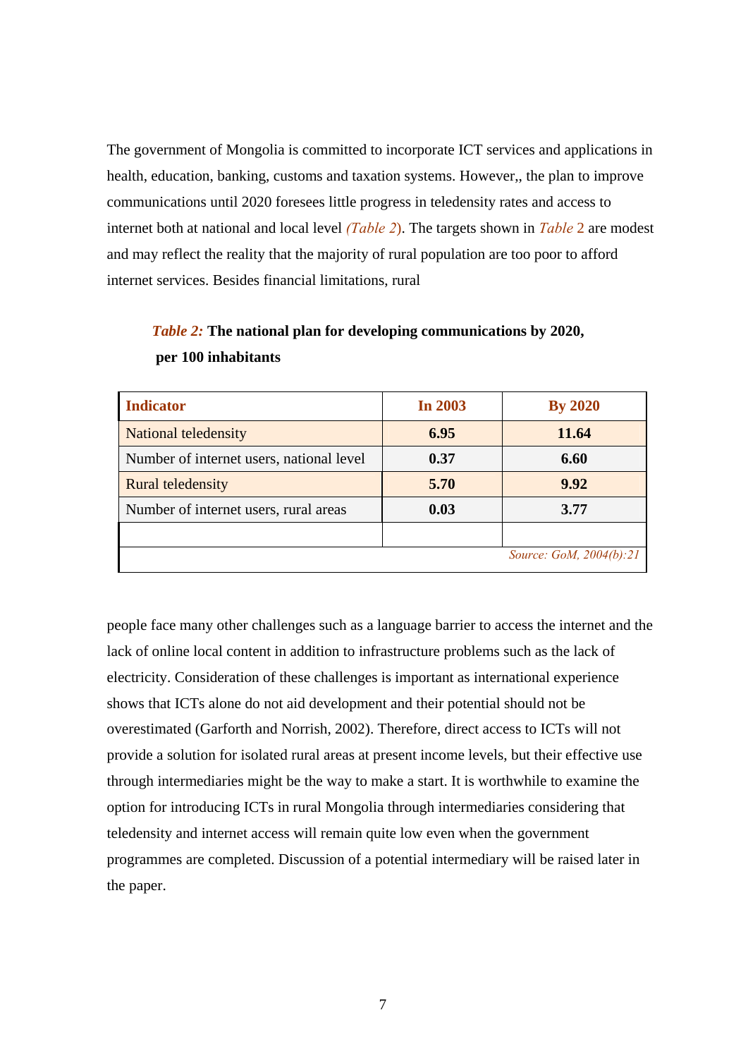The government of Mongolia is committed to incorporate ICT services and applications in health, education, banking, customs and taxation systems. However,, the plan to improve communications until 2020 foresees little progress in teledensity rates and access to internet both at national and local level *(Table 2)*. The targets shown in *Table* 2 are modest and may reflect the reality that the majority of rural population are too poor to afford internet services. Besides financial limitations, rural

***Table 2:*** **The national plan for developing communications by 2020, per 100 inhabitants**

| Indicator | In 2003 | By 2020 |
|---|---|---|
| National teledensity | **6.95** | **11.64** |
| Number of internet users, national level | **0.37** | **6.60** |
| Rural teledensity | **5.70** | **9.92** |
| Number of internet users, rural areas | **0.03** | **3.77** |
| | | |

*Source: GoM, 2004(b):21*

people face many other challenges such as a language barrier to access the internet and the lack of online local content in addition to infrastructure problems such as the lack of electricity. Consideration of these challenges is important as international experience shows that ICTs alone do not aid development and their potential should not be overestimated (Garforth and Norrish, 2002). Therefore, direct access to ICTs will not provide a solution for isolated rural areas at present income levels, but their effective use through intermediaries might be the way to make a start. It is worthwhile to examine the option for introducing ICTs in rural Mongolia through intermediaries considering that teledensity and internet access will remain quite low even when the government programmes are completed. Discussion of a potential intermediary will be raised later in the paper.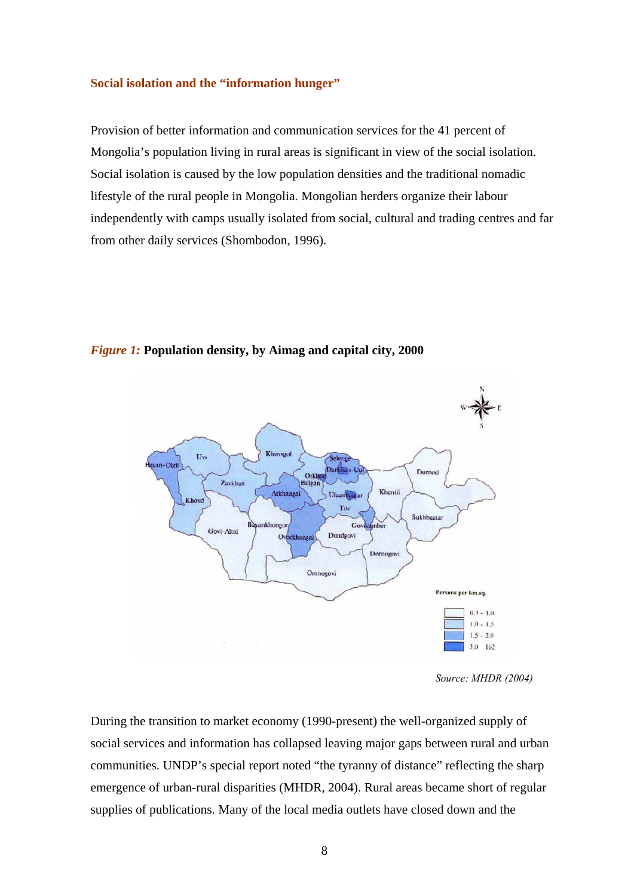### Social isolation and the "information hunger"

Provision of better information and communication services for the 41 percent of Mongolia's population living in rural areas is significant in view of the social isolation. Social isolation is caused by the low population densities and the traditional nomadic lifestyle of the rural people in Mongolia. Mongolian herders organize their labour independently with camps usually isolated from social, cultural and trading centres and far from other daily services (Shombodon, 1996).

***Figure 1:*** **Population density, by Aimag and capital city, 2000**

*Source: MHDR (2004)*

During the transition to market economy (1990-present) the well-organized supply of social services and information has collapsed leaving major gaps between rural and urban communities. UNDP's special report noted "the tyranny of distance" reflecting the sharp emergence of urban-rural disparities (MHDR, 2004). Rural areas became short of regular supplies of publications. Many of the local media outlets have closed down and the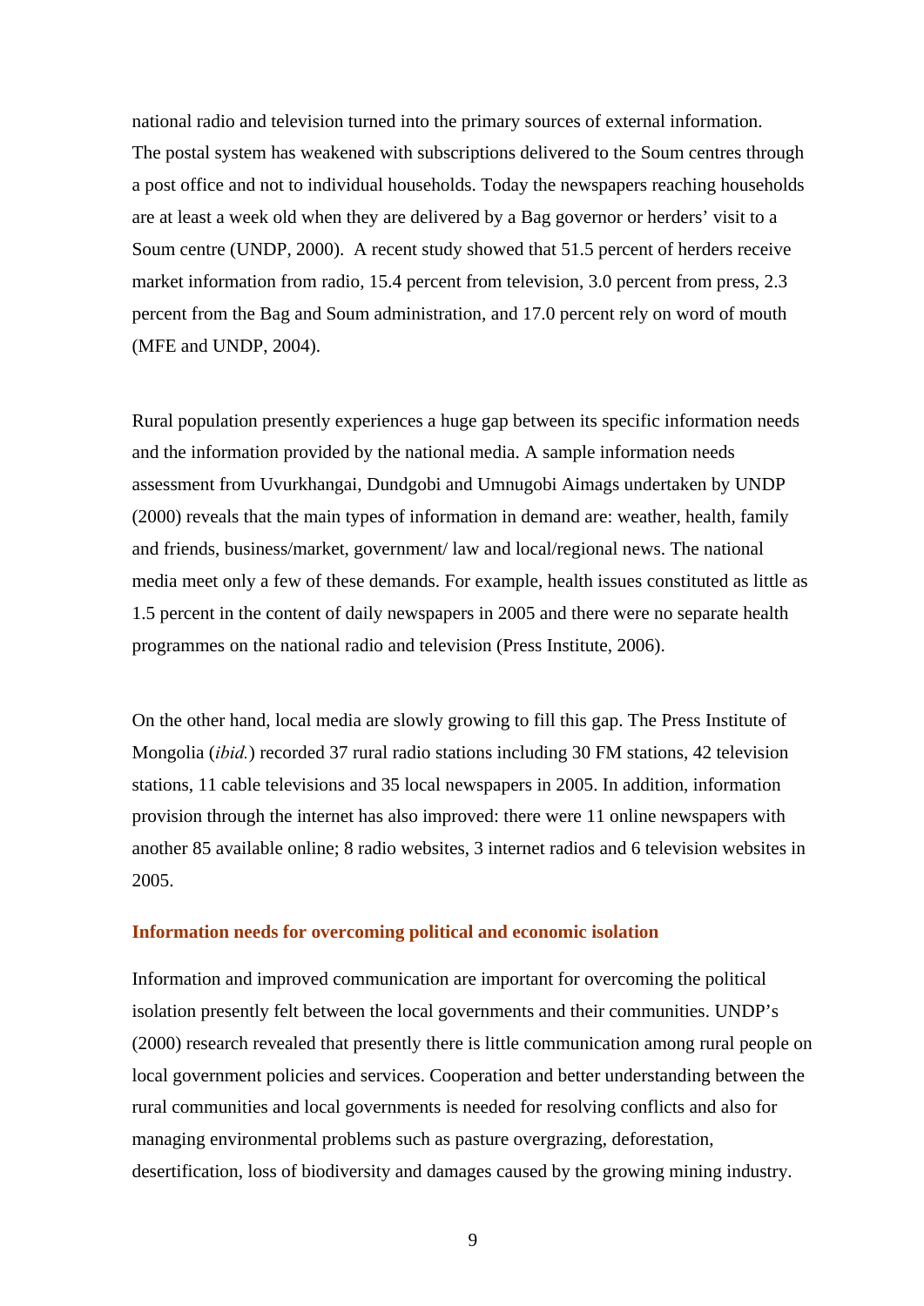national radio and television turned into the primary sources of external information. The postal system has weakened with subscriptions delivered to the Soum centres through a post office and not to individual households. Today the newspapers reaching households are at least a week old when they are delivered by a Bag governor or herders' visit to a Soum centre (UNDP, 2000). A recent study showed that 51.5 percent of herders receive market information from radio, 15.4 percent from television, 3.0 percent from press, 2.3 percent from the Bag and Soum administration, and 17.0 percent rely on word of mouth (MFE and UNDP, 2004).

Rural population presently experiences a huge gap between its specific information needs and the information provided by the national media. A sample information needs assessment from Uvurkhangai, Dundgobi and Umnugobi Aimags undertaken by UNDP (2000) reveals that the main types of information in demand are: weather, health, family and friends, business/market, government/ law and local/regional news. The national media meet only a few of these demands. For example, health issues constituted as little as 1.5 percent in the content of daily newspapers in 2005 and there were no separate health programmes on the national radio and television (Press Institute, 2006).

On the other hand, local media are slowly growing to fill this gap. The Press Institute of Mongolia (*ibid.*) recorded 37 rural radio stations including 30 FM stations, 42 television stations, 11 cable televisions and 35 local newspapers in 2005. In addition, information provision through the internet has also improved: there were 11 online newspapers with another 85 available online; 8 radio websites, 3 internet radios and 6 television websites in 2005.

### Information needs for overcoming political and economic isolation

Information and improved communication are important for overcoming the political isolation presently felt between the local governments and their communities. UNDP's (2000) research revealed that presently there is little communication among rural people on local government policies and services. Cooperation and better understanding between the rural communities and local governments is needed for resolving conflicts and also for managing environmental problems such as pasture overgrazing, deforestation, desertification, loss of biodiversity and damages caused by the growing mining industry.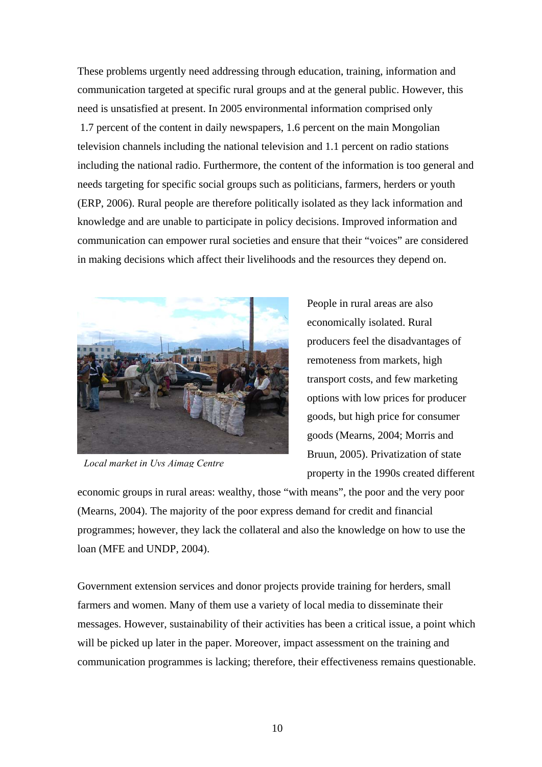These problems urgently need addressing through education, training, information and communication targeted at specific rural groups and at the general public. However, this need is unsatisfied at present. In 2005 environmental information comprised only 1.7 percent of the content in daily newspapers, 1.6 percent on the main Mongolian television channels including the national television and 1.1 percent on radio stations including the national radio. Furthermore, the content of the information is too general and needs targeting for specific social groups such as politicians, farmers, herders or youth (ERP, 2006). Rural people are therefore politically isolated as they lack information and knowledge and are unable to participate in policy decisions. Improved information and communication can empower rural societies and ensure that their "voices" are considered in making decisions which affect their livelihoods and the resources they depend on.

*Local market in Uvs Aimag Centre*

People in rural areas are also economically isolated. Rural producers feel the disadvantages of remoteness from markets, high transport costs, and few marketing options with low prices for producer goods, but high price for consumer goods (Mearns, 2004; Morris and Bruun, 2005). Privatization of state property in the 1990s created different economic groups in rural areas: wealthy, those "with means", the poor and the very poor (Mearns, 2004). The majority of the poor express demand for credit and financial programmes; however, they lack the collateral and also the knowledge on how to use the loan (MFE and UNDP, 2004).

Government extension services and donor projects provide training for herders, small farmers and women. Many of them use a variety of local media to disseminate their messages. However, sustainability of their activities has been a critical issue, a point which will be picked up later in the paper. Moreover, impact assessment on the training and communication programmes is lacking; therefore, their effectiveness remains questionable.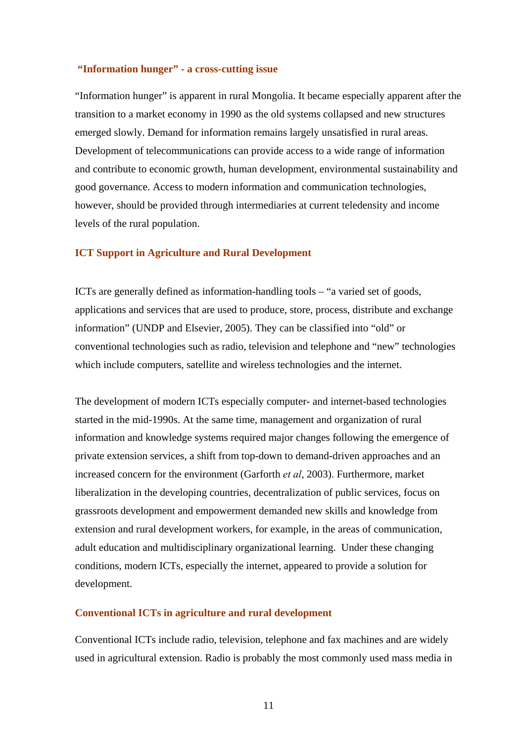### “Information hunger” - a cross-cutting issue

“Information hunger” is apparent in rural Mongolia. It became especially apparent after the transition to a market economy in 1990 as the old systems collapsed and new structures emerged slowly. Demand for information remains largely unsatisfied in rural areas. Development of telecommunications can provide access to a wide range of information and contribute to economic growth, human development, environmental sustainability and good governance. Access to modern information and communication technologies, however, should be provided through intermediaries at current teledensity and income levels of the rural population.

### ICT Support in Agriculture and Rural Development

ICTs are generally defined as information-handling tools – “a varied set of goods, applications and services that are used to produce, store, process, distribute and exchange information” (UNDP and Elsevier, 2005). They can be classified into “old” or conventional technologies such as radio, television and telephone and “new” technologies which include computers, satellite and wireless technologies and the internet.

The development of modern ICTs especially computer- and internet-based technologies started in the mid-1990s. At the same time, management and organization of rural information and knowledge systems required major changes following the emergence of private extension services, a shift from top-down to demand-driven approaches and an increased concern for the environment (Garforth *et al*, 2003). Furthermore, market liberalization in the developing countries, decentralization of public services, focus on grassroots development and empowerment demanded new skills and knowledge from extension and rural development workers, for example, in the areas of communication, adult education and multidisciplinary organizational learning. Under these changing conditions, modern ICTs, especially the internet, appeared to provide a solution for development.

### Conventional ICTs in agriculture and rural development

Conventional ICTs include radio, television, telephone and fax machines and are widely used in agricultural extension. Radio is probably the most commonly used mass media in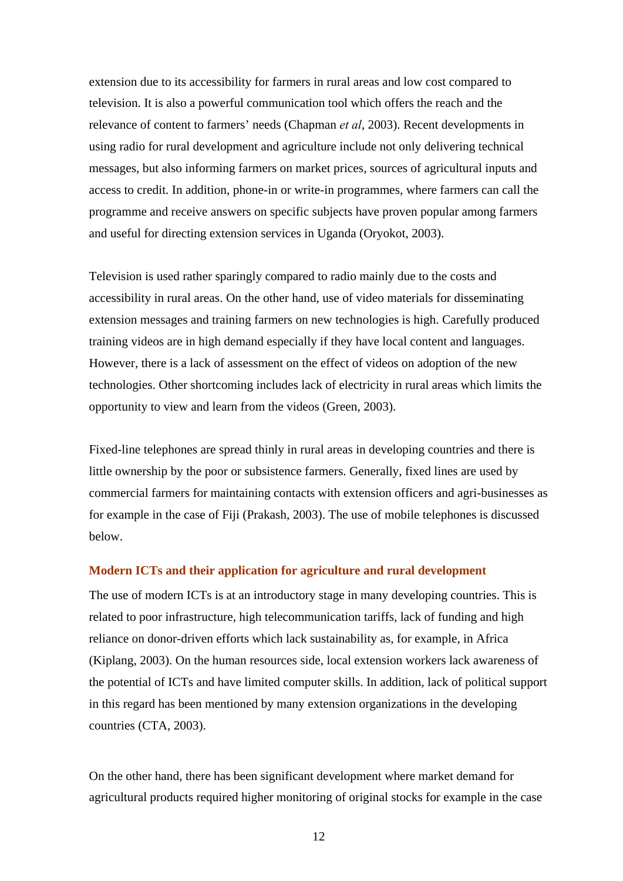extension due to its accessibility for farmers in rural areas and low cost compared to television. It is also a powerful communication tool which offers the reach and the relevance of content to farmers' needs (Chapman *et al*, 2003). Recent developments in using radio for rural development and agriculture include not only delivering technical messages, but also informing farmers on market prices, sources of agricultural inputs and access to credit. In addition, phone-in or write-in programmes, where farmers can call the programme and receive answers on specific subjects have proven popular among farmers and useful for directing extension services in Uganda (Oryokot, 2003).

Television is used rather sparingly compared to radio mainly due to the costs and accessibility in rural areas. On the other hand, use of video materials for disseminating extension messages and training farmers on new technologies is high. Carefully produced training videos are in high demand especially if they have local content and languages. However, there is a lack of assessment on the effect of videos on adoption of the new technologies. Other shortcoming includes lack of electricity in rural areas which limits the opportunity to view and learn from the videos (Green, 2003).

Fixed-line telephones are spread thinly in rural areas in developing countries and there is little ownership by the poor or subsistence farmers. Generally, fixed lines are used by commercial farmers for maintaining contacts with extension officers and agri-businesses as for example in the case of Fiji (Prakash, 2003). The use of mobile telephones is discussed below.

### Modern ICTs and their application for agriculture and rural development

The use of modern ICTs is at an introductory stage in many developing countries. This is related to poor infrastructure, high telecommunication tariffs, lack of funding and high reliance on donor-driven efforts which lack sustainability as, for example, in Africa (Kiplang, 2003). On the human resources side, local extension workers lack awareness of the potential of ICTs and have limited computer skills. In addition, lack of political support in this regard has been mentioned by many extension organizations in the developing countries (CTA, 2003).

On the other hand, there has been significant development where market demand for agricultural products required higher monitoring of original stocks for example in the case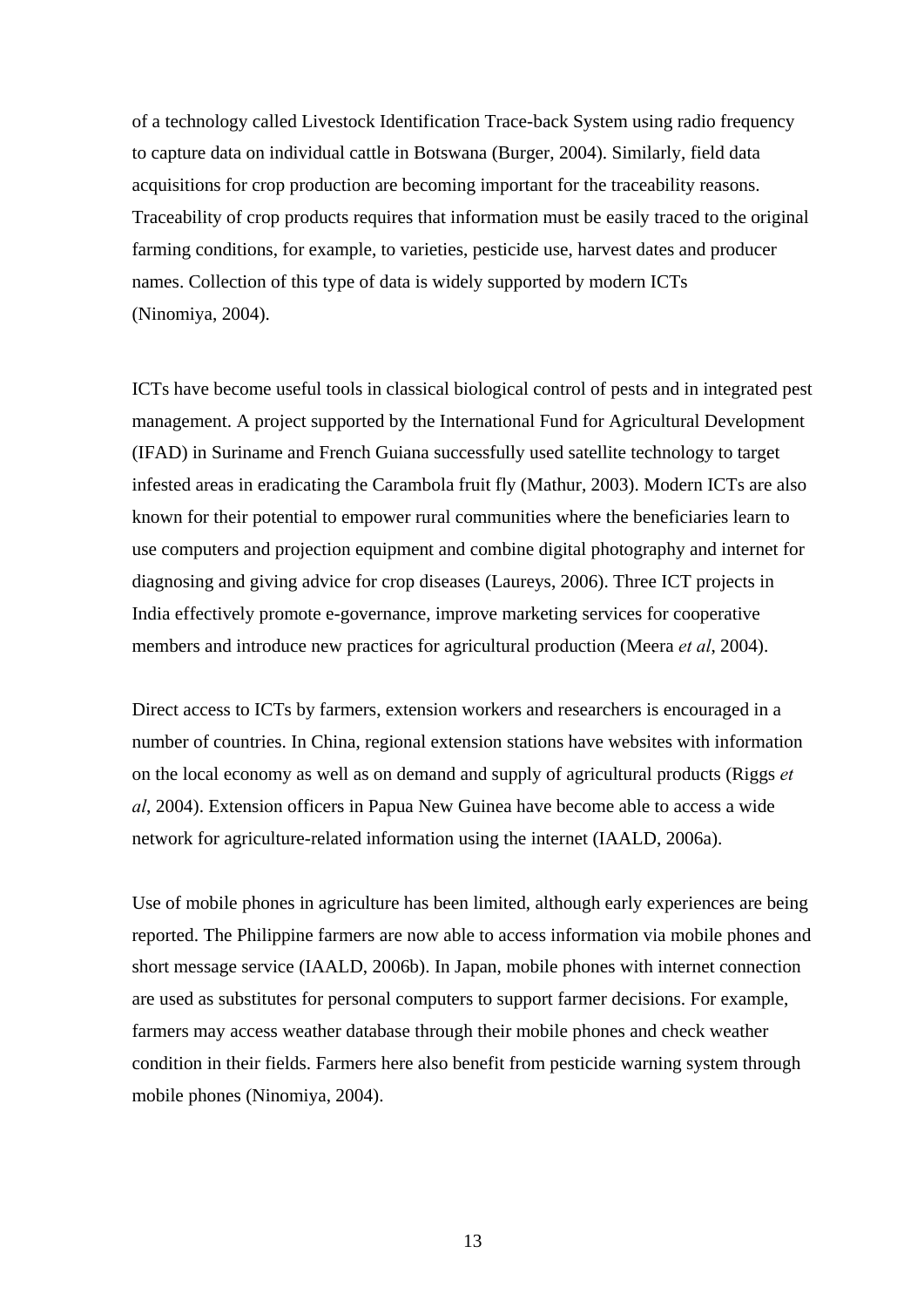of a technology called Livestock Identification Trace-back System using radio frequency to capture data on individual cattle in Botswana (Burger, 2004). Similarly, field data acquisitions for crop production are becoming important for the traceability reasons. Traceability of crop products requires that information must be easily traced to the original farming conditions, for example, to varieties, pesticide use, harvest dates and producer names. Collection of this type of data is widely supported by modern ICTs (Ninomiya, 2004).

ICTs have become useful tools in classical biological control of pests and in integrated pest management. A project supported by the International Fund for Agricultural Development (IFAD) in Suriname and French Guiana successfully used satellite technology to target infested areas in eradicating the Carambola fruit fly (Mathur, 2003). Modern ICTs are also known for their potential to empower rural communities where the beneficiaries learn to use computers and projection equipment and combine digital photography and internet for diagnosing and giving advice for crop diseases (Laureys, 2006). Three ICT projects in India effectively promote e-governance, improve marketing services for cooperative members and introduce new practices for agricultural production (Meera *et al*, 2004).

Direct access to ICTs by farmers, extension workers and researchers is encouraged in a number of countries. In China, regional extension stations have websites with information on the local economy as well as on demand and supply of agricultural products (Riggs *et al*, 2004). Extension officers in Papua New Guinea have become able to access a wide network for agriculture-related information using the internet (IAALD, 2006a).

Use of mobile phones in agriculture has been limited, although early experiences are being reported. The Philippine farmers are now able to access information via mobile phones and short message service (IAALD, 2006b). In Japan, mobile phones with internet connection are used as substitutes for personal computers to support farmer decisions. For example, farmers may access weather database through their mobile phones and check weather condition in their fields. Farmers here also benefit from pesticide warning system through mobile phones (Ninomiya, 2004).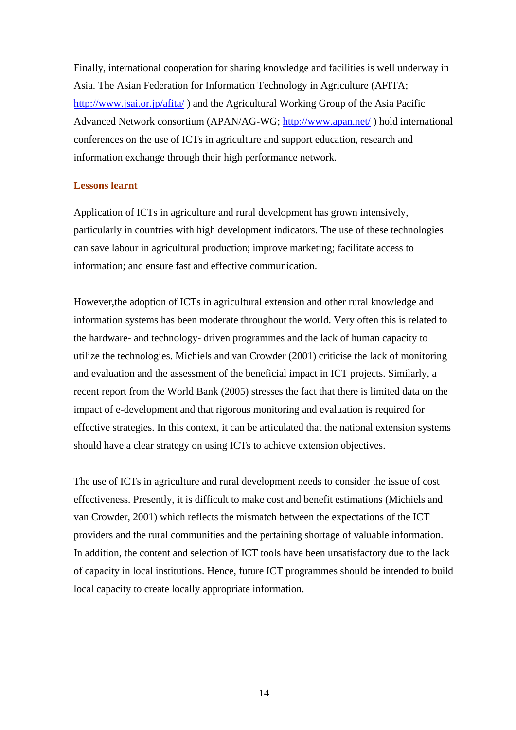Finally, international cooperation for sharing knowledge and facilities is well underway in Asia. The Asian Federation for Information Technology in Agriculture (AFITA; http://www.jsai.or.jp/afita/ ) and the Agricultural Working Group of the Asia Pacific Advanced Network consortium (APAN/AG-WG; http://www.apan.net/ ) hold international conferences on the use of ICTs in agriculture and support education, research and information exchange through their high performance network.

## Lessons learnt

Application of ICTs in agriculture and rural development has grown intensively, particularly in countries with high development indicators. The use of these technologies can save labour in agricultural production; improve marketing; facilitate access to information; and ensure fast and effective communication.

However,the adoption of ICTs in agricultural extension and other rural knowledge and information systems has been moderate throughout the world. Very often this is related to the hardware- and technology- driven programmes and the lack of human capacity to utilize the technologies. Michiels and van Crowder (2001) criticise the lack of monitoring and evaluation and the assessment of the beneficial impact in ICT projects. Similarly, a recent report from the World Bank (2005) stresses the fact that there is limited data on the impact of e-development and that rigorous monitoring and evaluation is required for effective strategies. In this context, it can be articulated that the national extension systems should have a clear strategy on using ICTs to achieve extension objectives.

The use of ICTs in agriculture and rural development needs to consider the issue of cost effectiveness. Presently, it is difficult to make cost and benefit estimations (Michiels and van Crowder, 2001) which reflects the mismatch between the expectations of the ICT providers and the rural communities and the pertaining shortage of valuable information. In addition, the content and selection of ICT tools have been unsatisfactory due to the lack of capacity in local institutions. Hence, future ICT programmes should be intended to build local capacity to create locally appropriate information.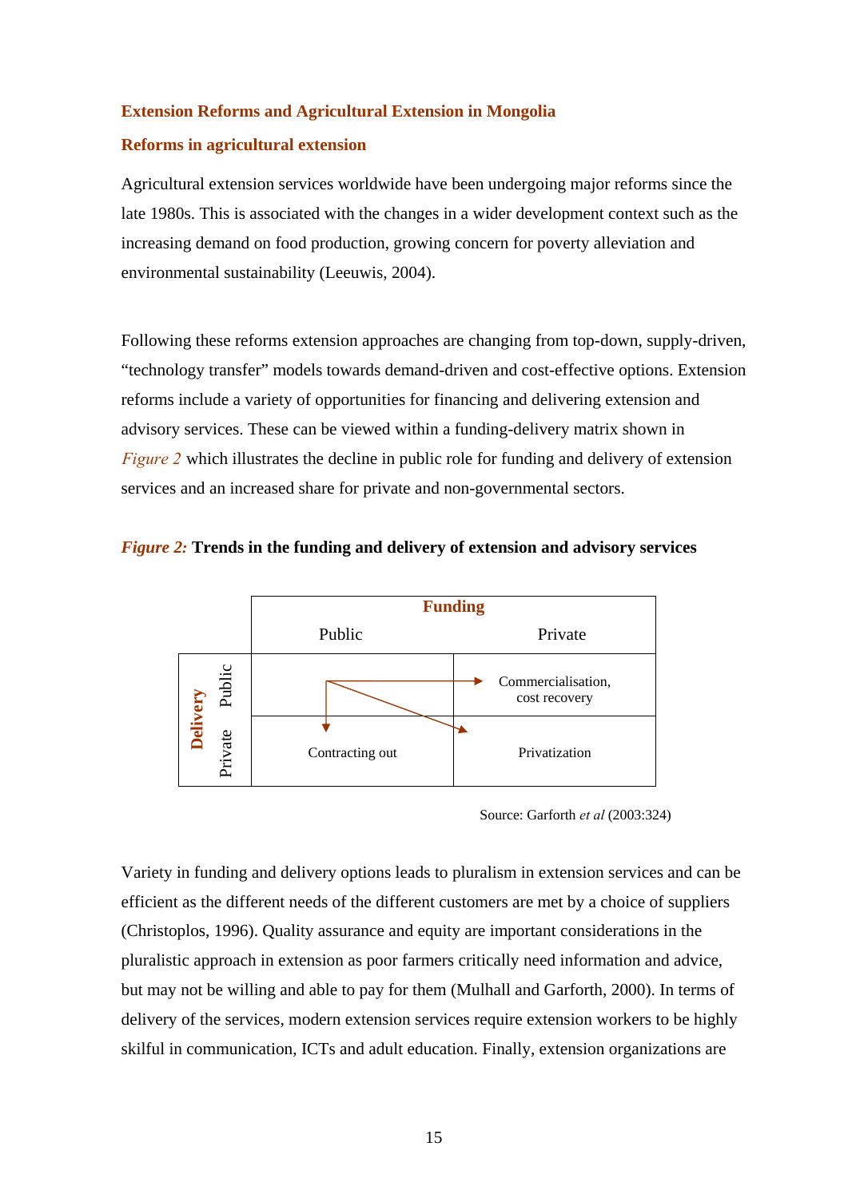## Extension Reforms and Agricultural Extension in Mongolia

### Reforms in agricultural extension

Agricultural extension services worldwide have been undergoing major reforms since the late 1980s. This is associated with the changes in a wider development context such as the increasing demand on food production, growing concern for poverty alleviation and environmental sustainability (Leeuwis, 2004).

Following these reforms extension approaches are changing from top-down, supply-driven, "technology transfer" models towards demand-driven and cost-effective options. Extension reforms include a variety of opportunities for financing and delivering extension and advisory services. These can be viewed within a funding-delivery matrix shown in *Figure 2* which illustrates the decline in public role for funding and delivery of extension services and an increased share for private and non-governmental sectors.

***Figure 2:*** **Trends in the funding and delivery of extension and advisory services**

| | | **Funding** | |
|---|---|---|---|
| | | Public | Private |
| **Delivery** | Public | | Commercialisation, cost recovery |
| | Private | Contracting out | Privatization |

Source: Garforth *et al* (2003:324)

Variety in funding and delivery options leads to pluralism in extension services and can be efficient as the different needs of the different customers are met by a choice of suppliers (Christoplos, 1996). Quality assurance and equity are important considerations in the pluralistic approach in extension as poor farmers critically need information and advice, but may not be willing and able to pay for them (Mulhall and Garforth, 2000). In terms of delivery of the services, modern extension services require extension workers to be highly skilful in communication, ICTs and adult education. Finally, extension organizations are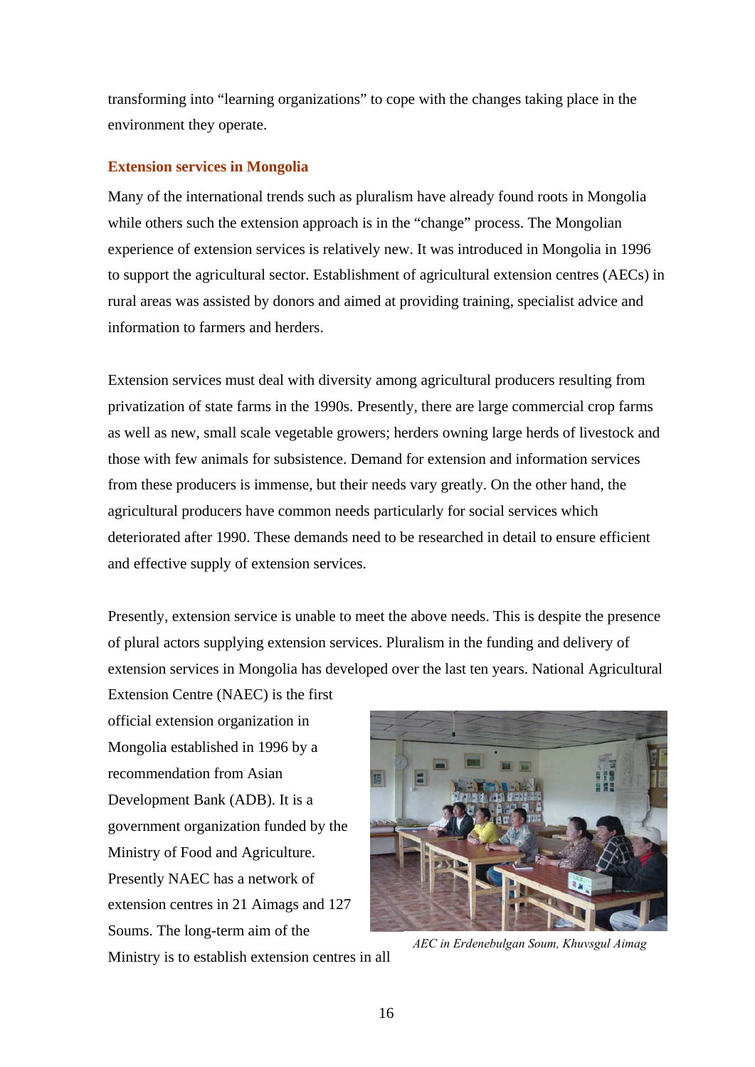transforming into “learning organizations” to cope with the changes taking place in the environment they operate.

### Extension services in Mongolia

Many of the international trends such as pluralism have already found roots in Mongolia while others such the extension approach is in the “change” process. The Mongolian experience of extension services is relatively new. It was introduced in Mongolia in 1996 to support the agricultural sector. Establishment of agricultural extension centres (AECs) in rural areas was assisted by donors and aimed at providing training, specialist advice and information to farmers and herders.

Extension services must deal with diversity among agricultural producers resulting from privatization of state farms in the 1990s. Presently, there are large commercial crop farms as well as new, small scale vegetable growers; herders owning large herds of livestock and those with few animals for subsistence. Demand for extension and information services from these producers is immense, but their needs vary greatly. On the other hand, the agricultural producers have common needs particularly for social services which deteriorated after 1990. These demands need to be researched in detail to ensure efficient and effective supply of extension services.

Presently, extension service is unable to meet the above needs. This is despite the presence of plural actors supplying extension services. Pluralism in the funding and delivery of extension services in Mongolia has developed over the last ten years. National Agricultural Extension Centre (NAEC) is the first official extension organization in Mongolia established in 1996 by a recommendation from Asian Development Bank (ADB). It is a government organization funded by the Ministry of Food and Agriculture. Presently NAEC has a network of extension centres in 21 Aimags and 127 Soums. The long-term aim of the Ministry is to establish extension centres in all

*AEC in Erdenebulgan Soum, Khuvsgul Aimag*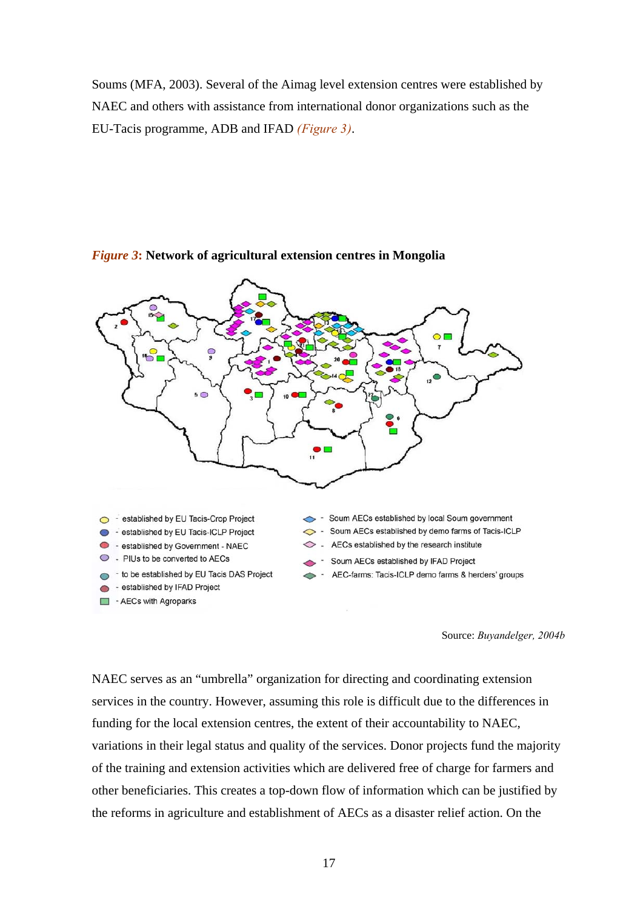Soums (MFA, 2003). Several of the Aimag level extension centres were established by NAEC and others with assistance from international donor organizations such as the EU-Tacis programme, ADB and IFAD *(Figure 3)*.

***Figure 3*: Network of agricultural extension centres in Mongolia**

- established by EU Tacis-Crop Project
- established by EU Tacis-ICLP Project
- established by Government - NAEC
- PIUs to be converted to AECs
- to be established by EU Tacis DAS Project
- established by IFAD Project
- AECs with Agroparks
- Soum AECs established by local Soum government
- Soum AECs established by demo farms of Tacis-ICLP
- AECs established by the research institute
- Soum AECs established by IFAD Project
- AEC-farms: Tacis-ICLP demo farms & herders' groups

Source: *Buyandelger, 2004b*

NAEC serves as an "umbrella" organization for directing and coordinating extension services in the country. However, assuming this role is difficult due to the differences in funding for the local extension centres, the extent of their accountability to NAEC, variations in their legal status and quality of the services. Donor projects fund the majority of the training and extension activities which are delivered free of charge for farmers and other beneficiaries. This creates a top-down flow of information which can be justified by the reforms in agriculture and establishment of AECs as a disaster relief action. On the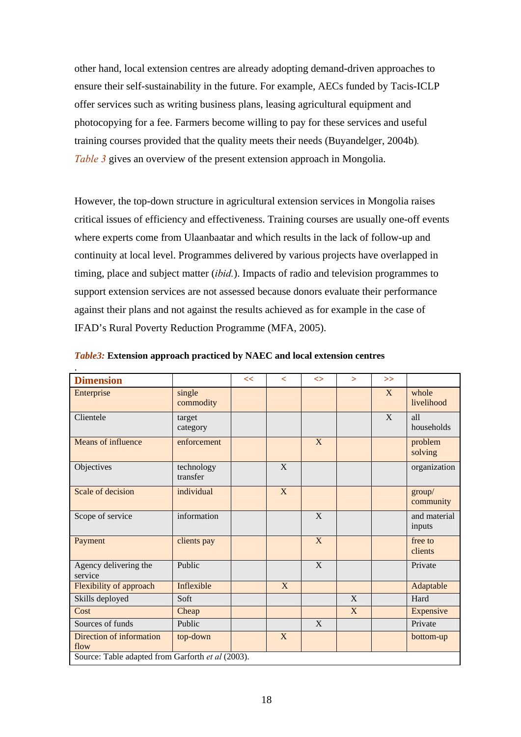other hand, local extension centres are already adopting demand-driven approaches to ensure their self-sustainability in the future. For example, AECs funded by Tacis-ICLP offer services such as writing business plans, leasing agricultural equipment and photocopying for a fee. Farmers become willing to pay for these services and useful training courses provided that the quality meets their needs (Buyandelger, 2004b). *Table 3* gives an overview of the present extension approach in Mongolia.

However, the top-down structure in agricultural extension services in Mongolia raises critical issues of efficiency and effectiveness. Training courses are usually one-off events where experts come from Ulaanbaatar and which results in the lack of follow-up and continuity at local level. Programmes delivered by various projects have overlapped in timing, place and subject matter (*ibid.*). Impacts of radio and television programmes to support extension services are not assessed because donors evaluate their performance against their plans and not against the results achieved as for example in the case of IFAD's Rural Poverty Reduction Programme (MFA, 2005).

***Table3:*** **Extension approach practiced by NAEC and local extension centres**

| **Dimension** | | << | < | <> | > | >> | |
|---|---|---|---|---|---|---|---|
| Enterprise | single commodity | | | | | X | whole livelihood |
| Clientele | target category | | | | | X | all households |
| Means of influence | enforcement | | | X | | | problem solving |
| Objectives | technology transfer | | X | | | | organization |
| Scale of decision | individual | | X | | | | group/ community |
| Scope of service | information | | | X | | | and material inputs |
| Payment | clients pay | | | X | | | free to clients |
| Agency delivering the service | Public | | | X | | | Private |
| Flexibility of approach | Inflexible | | X | | | | Adaptable |
| Skills deployed | Soft | | | | X | | Hard |
| Cost | Cheap | | | | X | | Expensive |
| Sources of funds | Public | | | X | | | Private |
| Direction of information flow | top-down | | X | | | | bottom-up |

Source: Table adapted from Garforth *et al* (2003).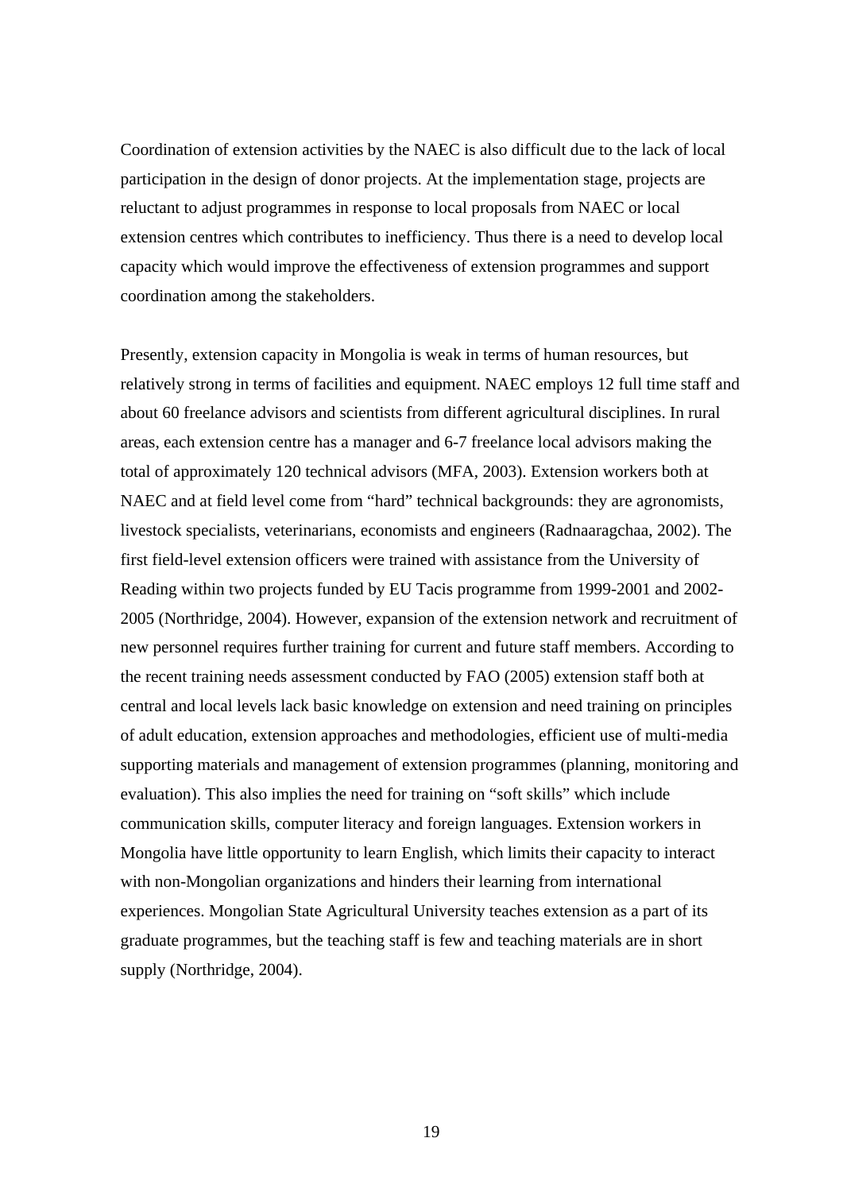Coordination of extension activities by the NAEC is also difficult due to the lack of local participation in the design of donor projects. At the implementation stage, projects are reluctant to adjust programmes in response to local proposals from NAEC or local extension centres which contributes to inefficiency. Thus there is a need to develop local capacity which would improve the effectiveness of extension programmes and support coordination among the stakeholders.

Presently, extension capacity in Mongolia is weak in terms of human resources, but relatively strong in terms of facilities and equipment. NAEC employs 12 full time staff and about 60 freelance advisors and scientists from different agricultural disciplines. In rural areas, each extension centre has a manager and 6-7 freelance local advisors making the total of approximately 120 technical advisors (MFA, 2003). Extension workers both at NAEC and at field level come from "hard" technical backgrounds: they are agronomists, livestock specialists, veterinarians, economists and engineers (Radnaaragchaa, 2002). The first field-level extension officers were trained with assistance from the University of Reading within two projects funded by EU Tacis programme from 1999-2001 and 2002-2005 (Northridge, 2004). However, expansion of the extension network and recruitment of new personnel requires further training for current and future staff members. According to the recent training needs assessment conducted by FAO (2005) extension staff both at central and local levels lack basic knowledge on extension and need training on principles of adult education, extension approaches and methodologies, efficient use of multi-media supporting materials and management of extension programmes (planning, monitoring and evaluation). This also implies the need for training on "soft skills" which include communication skills, computer literacy and foreign languages. Extension workers in Mongolia have little opportunity to learn English, which limits their capacity to interact with non-Mongolian organizations and hinders their learning from international experiences. Mongolian State Agricultural University teaches extension as a part of its graduate programmes, but the teaching staff is few and teaching materials are in short supply (Northridge, 2004).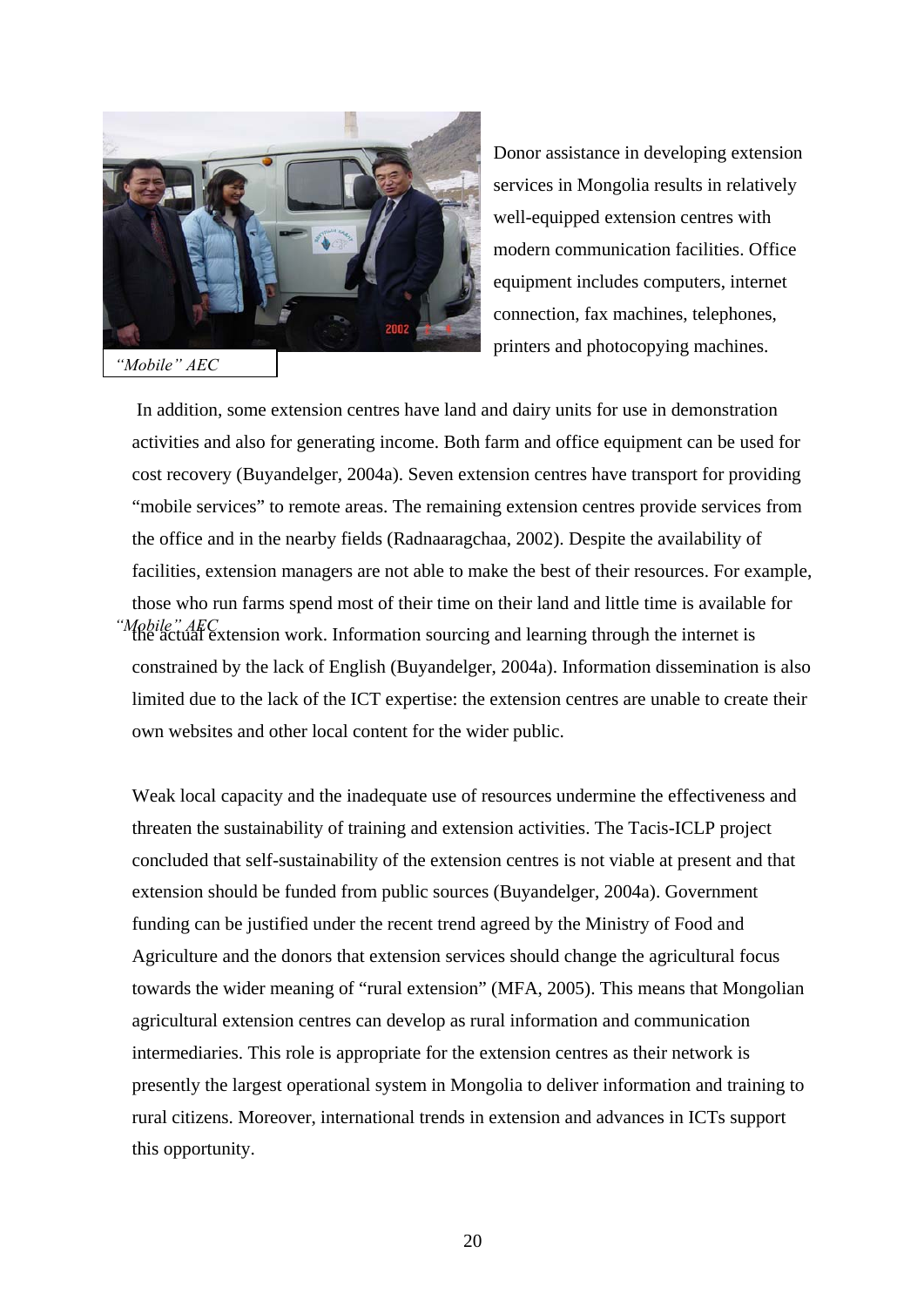“Mobile” AEC

Donor assistance in developing extension services in Mongolia results in relatively well-equipped extension centres with modern communication facilities. Office equipment includes computers, internet connection, fax machines, telephones, printers and photocopying machines.

In addition, some extension centres have land and dairy units for use in demonstration activities and also for generating income. Both farm and office equipment can be used for cost recovery (Buyandelger, 2004a). Seven extension centres have transport for providing “mobile services” to remote areas. The remaining extension centres provide services from the office and in the nearby fields (Radnaaragchaa, 2002). Despite the availability of facilities, extension managers are not able to make the best of their resources. For example, those who run farms spend most of their time on their land and little time is available for the actual extension work. Information sourcing and learning through the internet is constrained by the lack of English (Buyandelger, 2004a). Information dissemination is also limited due to the lack of the ICT expertise: the extension centres are unable to create their own websites and other local content for the wider public.

Weak local capacity and the inadequate use of resources undermine the effectiveness and threaten the sustainability of training and extension activities. The Tacis-ICLP project concluded that self-sustainability of the extension centres is not viable at present and that extension should be funded from public sources (Buyandelger, 2004a). Government funding can be justified under the recent trend agreed by the Ministry of Food and Agriculture and the donors that extension services should change the agricultural focus towards the wider meaning of “rural extension” (MFA, 2005). This means that Mongolian agricultural extension centres can develop as rural information and communication intermediaries. This role is appropriate for the extension centres as their network is presently the largest operational system in Mongolia to deliver information and training to rural citizens. Moreover, international trends in extension and advances in ICTs support this opportunity.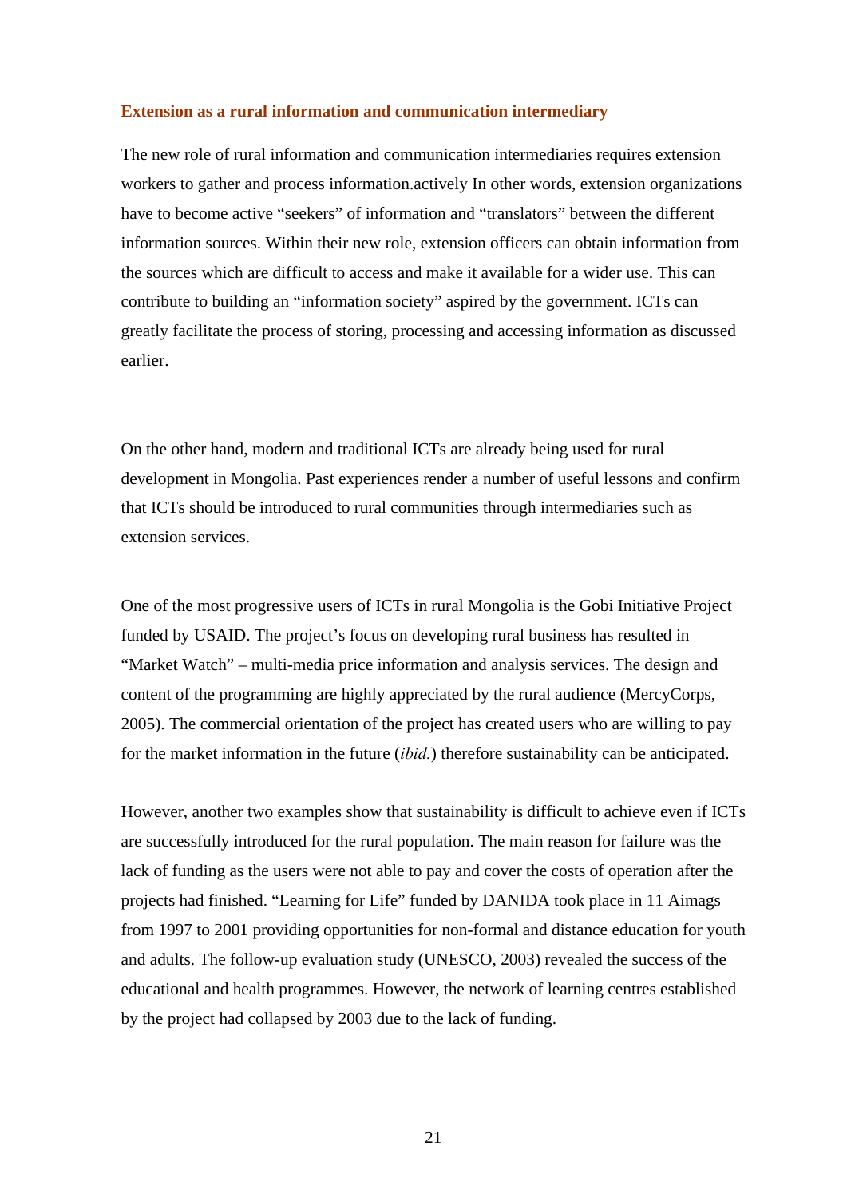### Extension as a rural information and communication intermediary

The new role of rural information and communication intermediaries requires extension workers to gather and process information.actively In other words, extension organizations have to become active "seekers" of information and "translators" between the different information sources. Within their new role, extension officers can obtain information from the sources which are difficult to access and make it available for a wider use. This can contribute to building an "information society" aspired by the government. ICTs can greatly facilitate the process of storing, processing and accessing information as discussed earlier.

On the other hand, modern and traditional ICTs are already being used for rural development in Mongolia. Past experiences render a number of useful lessons and confirm that ICTs should be introduced to rural communities through intermediaries such as extension services.

One of the most progressive users of ICTs in rural Mongolia is the Gobi Initiative Project funded by USAID. The project's focus on developing rural business has resulted in "Market Watch" – multi-media price information and analysis services. The design and content of the programming are highly appreciated by the rural audience (MercyCorps, 2005). The commercial orientation of the project has created users who are willing to pay for the market information in the future (*ibid.*) therefore sustainability can be anticipated.

However, another two examples show that sustainability is difficult to achieve even if ICTs are successfully introduced for the rural population. The main reason for failure was the lack of funding as the users were not able to pay and cover the costs of operation after the projects had finished. "Learning for Life" funded by DANIDA took place in 11 Aimags from 1997 to 2001 providing opportunities for non-formal and distance education for youth and adults. The follow-up evaluation study (UNESCO, 2003) revealed the success of the educational and health programmes. However, the network of learning centres established by the project had collapsed by 2003 due to the lack of funding.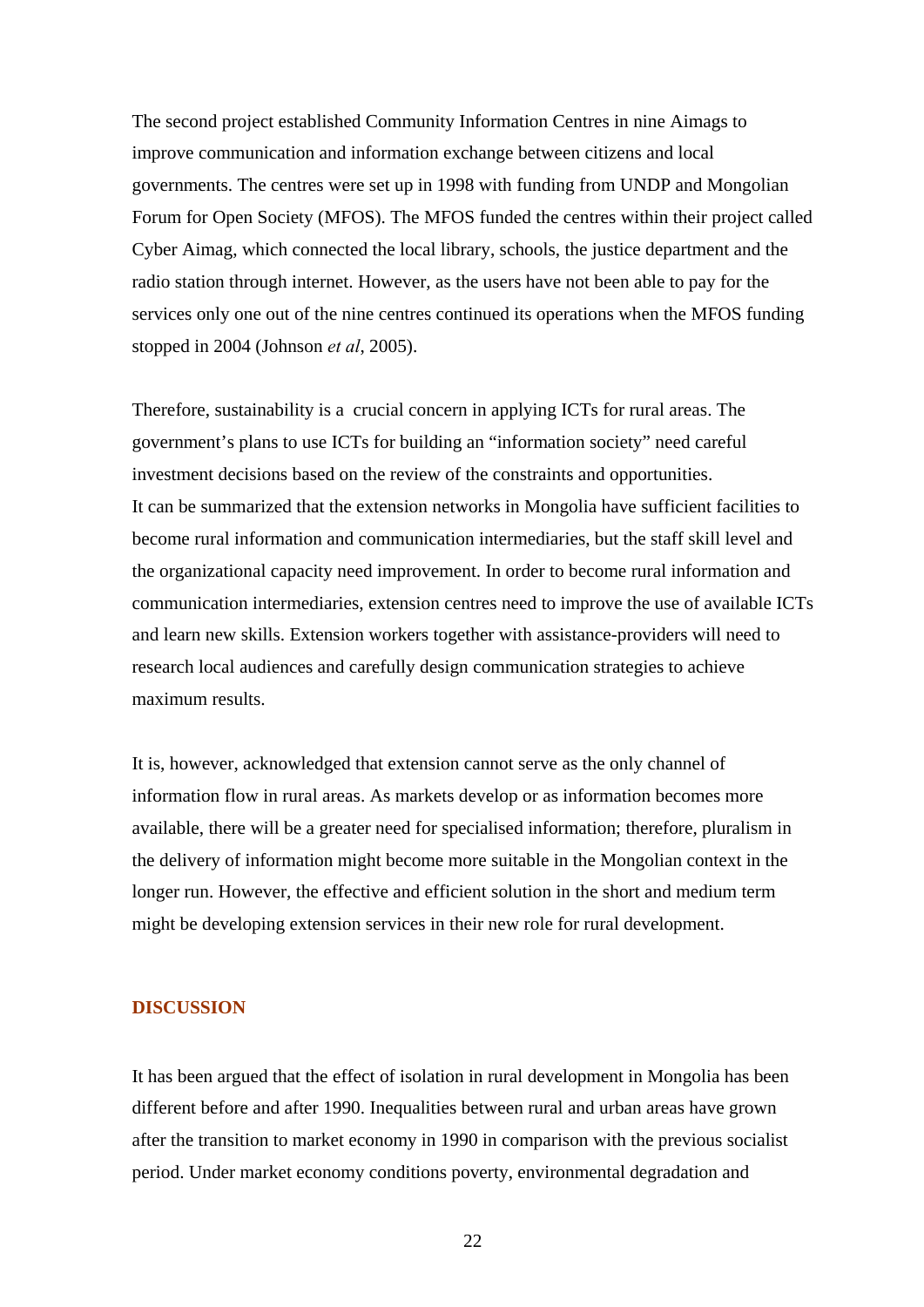The second project established Community Information Centres in nine Aimags to improve communication and information exchange between citizens and local governments. The centres were set up in 1998 with funding from UNDP and Mongolian Forum for Open Society (MFOS). The MFOS funded the centres within their project called Cyber Aimag, which connected the local library, schools, the justice department and the radio station through internet. However, as the users have not been able to pay for the services only one out of the nine centres continued its operations when the MFOS funding stopped in 2004 (Johnson *et al*, 2005).

Therefore, sustainability is a crucial concern in applying ICTs for rural areas. The government's plans to use ICTs for building an "information society" need careful investment decisions based on the review of the constraints and opportunities.
It can be summarized that the extension networks in Mongolia have sufficient facilities to become rural information and communication intermediaries, but the staff skill level and the organizational capacity need improvement. In order to become rural information and communication intermediaries, extension centres need to improve the use of available ICTs and learn new skills. Extension workers together with assistance-providers will need to research local audiences and carefully design communication strategies to achieve maximum results.

It is, however, acknowledged that extension cannot serve as the only channel of information flow in rural areas. As markets develop or as information becomes more available, there will be a greater need for specialised information; therefore, pluralism in the delivery of information might become more suitable in the Mongolian context in the longer run. However, the effective and efficient solution in the short and medium term might be developing extension services in their new role for rural development.

## DISCUSSION

It has been argued that the effect of isolation in rural development in Mongolia has been different before and after 1990. Inequalities between rural and urban areas have grown after the transition to market economy in 1990 in comparison with the previous socialist period. Under market economy conditions poverty, environmental degradation and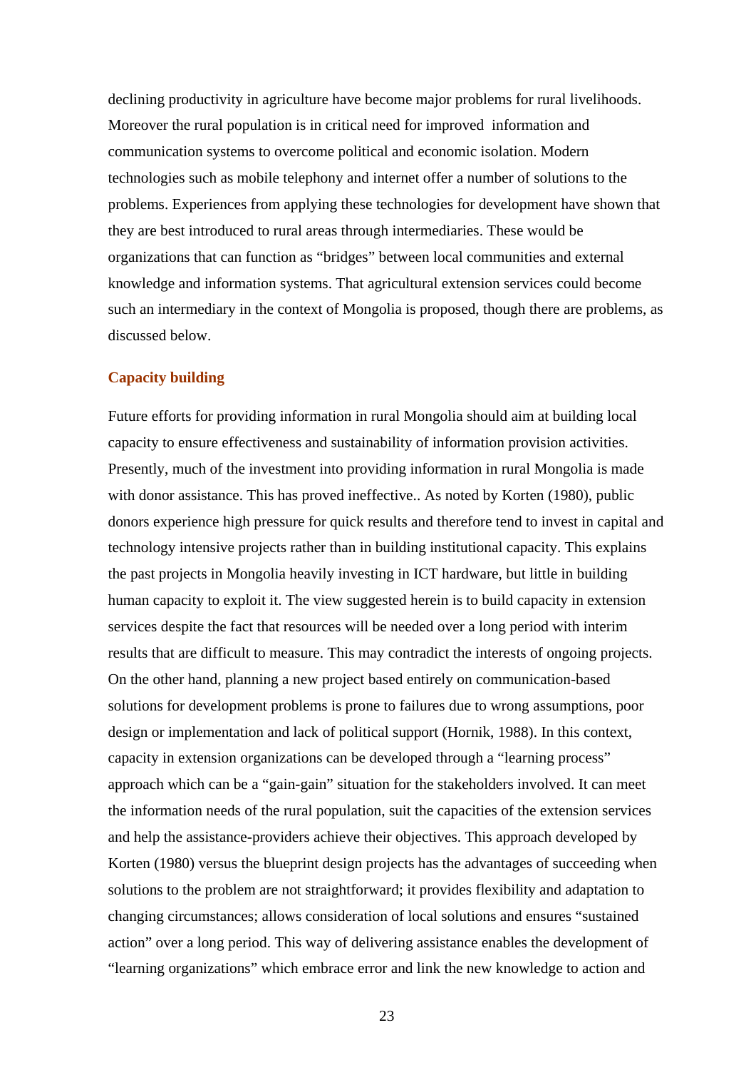declining productivity in agriculture have become major problems for rural livelihoods. Moreover the rural population is in critical need for improved information and communication systems to overcome political and economic isolation. Modern technologies such as mobile telephony and internet offer a number of solutions to the problems. Experiences from applying these technologies for development have shown that they are best introduced to rural areas through intermediaries. These would be organizations that can function as "bridges" between local communities and external knowledge and information systems. That agricultural extension services could become such an intermediary in the context of Mongolia is proposed, though there are problems, as discussed below.

### Capacity building

Future efforts for providing information in rural Mongolia should aim at building local capacity to ensure effectiveness and sustainability of information provision activities. Presently, much of the investment into providing information in rural Mongolia is made with donor assistance. This has proved ineffective.. As noted by Korten (1980), public donors experience high pressure for quick results and therefore tend to invest in capital and technology intensive projects rather than in building institutional capacity. This explains the past projects in Mongolia heavily investing in ICT hardware, but little in building human capacity to exploit it. The view suggested herein is to build capacity in extension services despite the fact that resources will be needed over a long period with interim results that are difficult to measure. This may contradict the interests of ongoing projects. On the other hand, planning a new project based entirely on communication-based solutions for development problems is prone to failures due to wrong assumptions, poor design or implementation and lack of political support (Hornik, 1988). In this context, capacity in extension organizations can be developed through a "learning process" approach which can be a "gain-gain" situation for the stakeholders involved. It can meet the information needs of the rural population, suit the capacities of the extension services and help the assistance-providers achieve their objectives. This approach developed by Korten (1980) versus the blueprint design projects has the advantages of succeeding when solutions to the problem are not straightforward; it provides flexibility and adaptation to changing circumstances; allows consideration of local solutions and ensures "sustained action" over a long period. This way of delivering assistance enables the development of "learning organizations" which embrace error and link the new knowledge to action and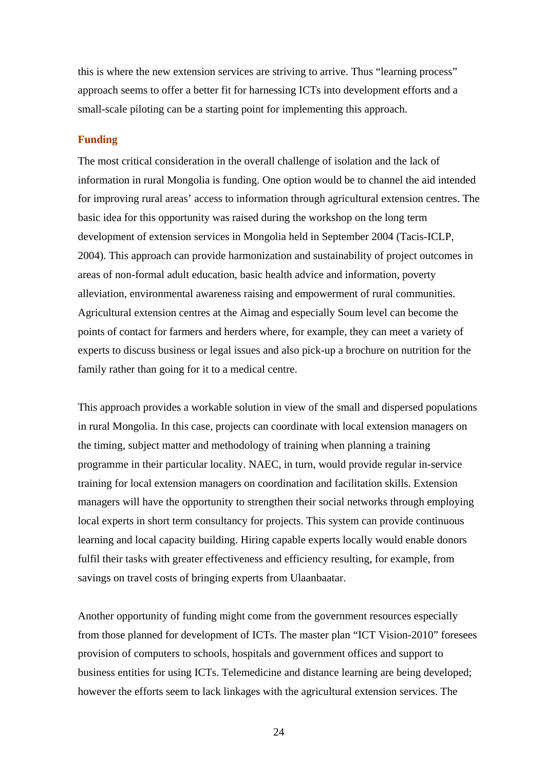this is where the new extension services are striving to arrive. Thus “learning process” approach seems to offer a better fit for harnessing ICTs into development efforts and a small-scale piloting can be a starting point for implementing this approach.

### Funding

The most critical consideration in the overall challenge of isolation and the lack of information in rural Mongolia is funding. One option would be to channel the aid intended for improving rural areas’ access to information through agricultural extension centres. The basic idea for this opportunity was raised during the workshop on the long term development of extension services in Mongolia held in September 2004 (Tacis-ICLP, 2004). This approach can provide harmonization and sustainability of project outcomes in areas of non-formal adult education, basic health advice and information, poverty alleviation, environmental awareness raising and empowerment of rural communities. Agricultural extension centres at the Aimag and especially Soum level can become the points of contact for farmers and herders where, for example, they can meet a variety of experts to discuss business or legal issues and also pick-up a brochure on nutrition for the family rather than going for it to a medical centre.

This approach provides a workable solution in view of the small and dispersed populations in rural Mongolia. In this case, projects can coordinate with local extension managers on the timing, subject matter and methodology of training when planning a training programme in their particular locality. NAEC, in turn, would provide regular in-service training for local extension managers on coordination and facilitation skills. Extension managers will have the opportunity to strengthen their social networks through employing local experts in short term consultancy for projects. This system can provide continuous learning and local capacity building. Hiring capable experts locally would enable donors fulfil their tasks with greater effectiveness and efficiency resulting, for example, from savings on travel costs of bringing experts from Ulaanbaatar.

Another opportunity of funding might come from the government resources especially from those planned for development of ICTs. The master plan “ICT Vision-2010” foresees provision of computers to schools, hospitals and government offices and support to business entities for using ICTs. Telemedicine and distance learning are being developed; however the efforts seem to lack linkages with the agricultural extension services. The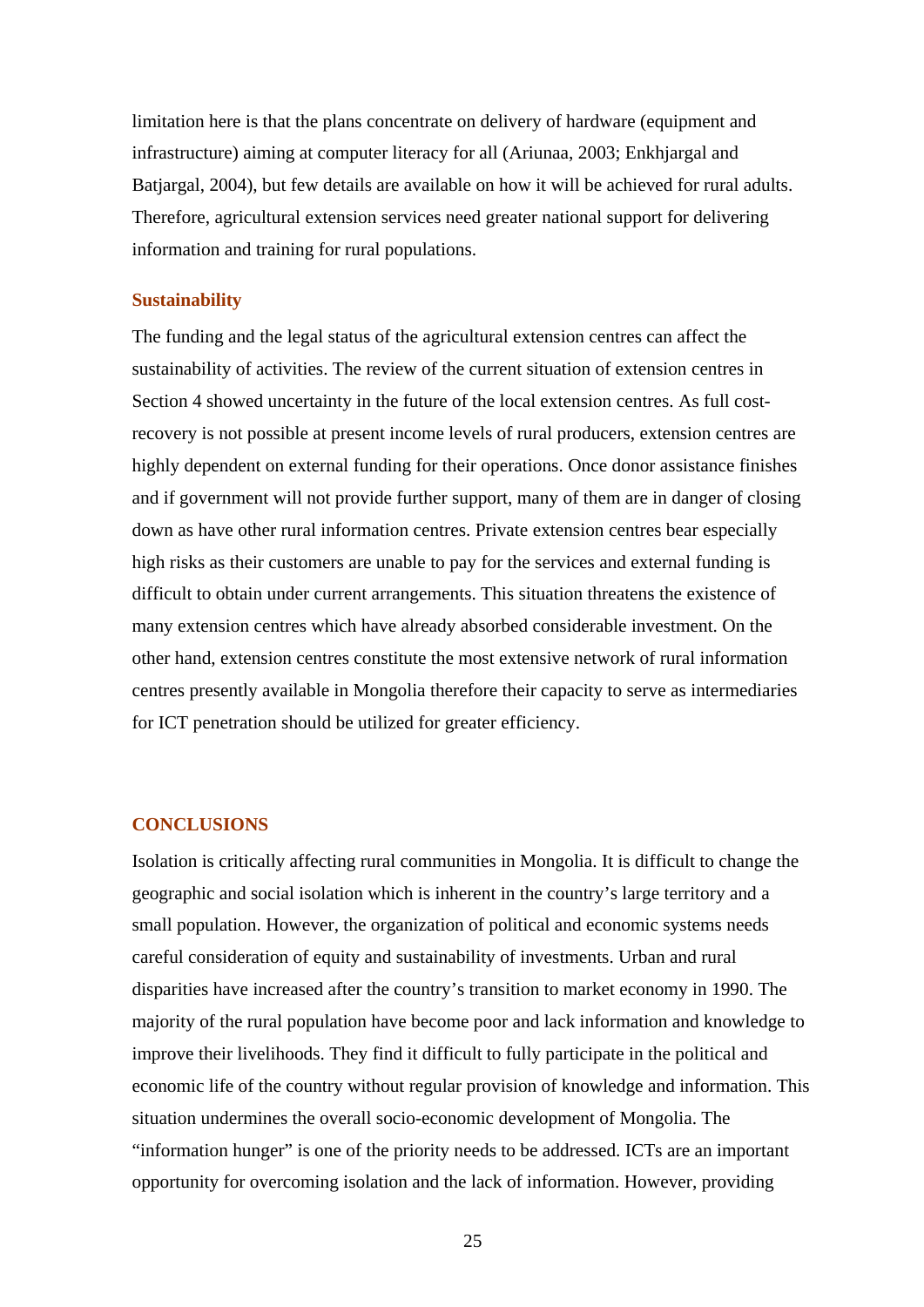limitation here is that the plans concentrate on delivery of hardware (equipment and infrastructure) aiming at computer literacy for all (Ariunaa, 2003; Enkhjargal and Batjargal, 2004), but few details are available on how it will be achieved for rural adults. Therefore, agricultural extension services need greater national support for delivering information and training for rural populations.

### Sustainability

The funding and the legal status of the agricultural extension centres can affect the sustainability of activities. The review of the current situation of extension centres in Section 4 showed uncertainty in the future of the local extension centres. As full cost-recovery is not possible at present income levels of rural producers, extension centres are highly dependent on external funding for their operations. Once donor assistance finishes and if government will not provide further support, many of them are in danger of closing down as have other rural information centres. Private extension centres bear especially high risks as their customers are unable to pay for the services and external funding is difficult to obtain under current arrangements. This situation threatens the existence of many extension centres which have already absorbed considerable investment. On the other hand, extension centres constitute the most extensive network of rural information centres presently available in Mongolia therefore their capacity to serve as intermediaries for ICT penetration should be utilized for greater efficiency.

## CONCLUSIONS

Isolation is critically affecting rural communities in Mongolia. It is difficult to change the geographic and social isolation which is inherent in the country's large territory and a small population. However, the organization of political and economic systems needs careful consideration of equity and sustainability of investments. Urban and rural disparities have increased after the country's transition to market economy in 1990. The majority of the rural population have become poor and lack information and knowledge to improve their livelihoods. They find it difficult to fully participate in the political and economic life of the country without regular provision of knowledge and information. This situation undermines the overall socio-economic development of Mongolia. The "information hunger" is one of the priority needs to be addressed. ICTs are an important opportunity for overcoming isolation and the lack of information. However, providing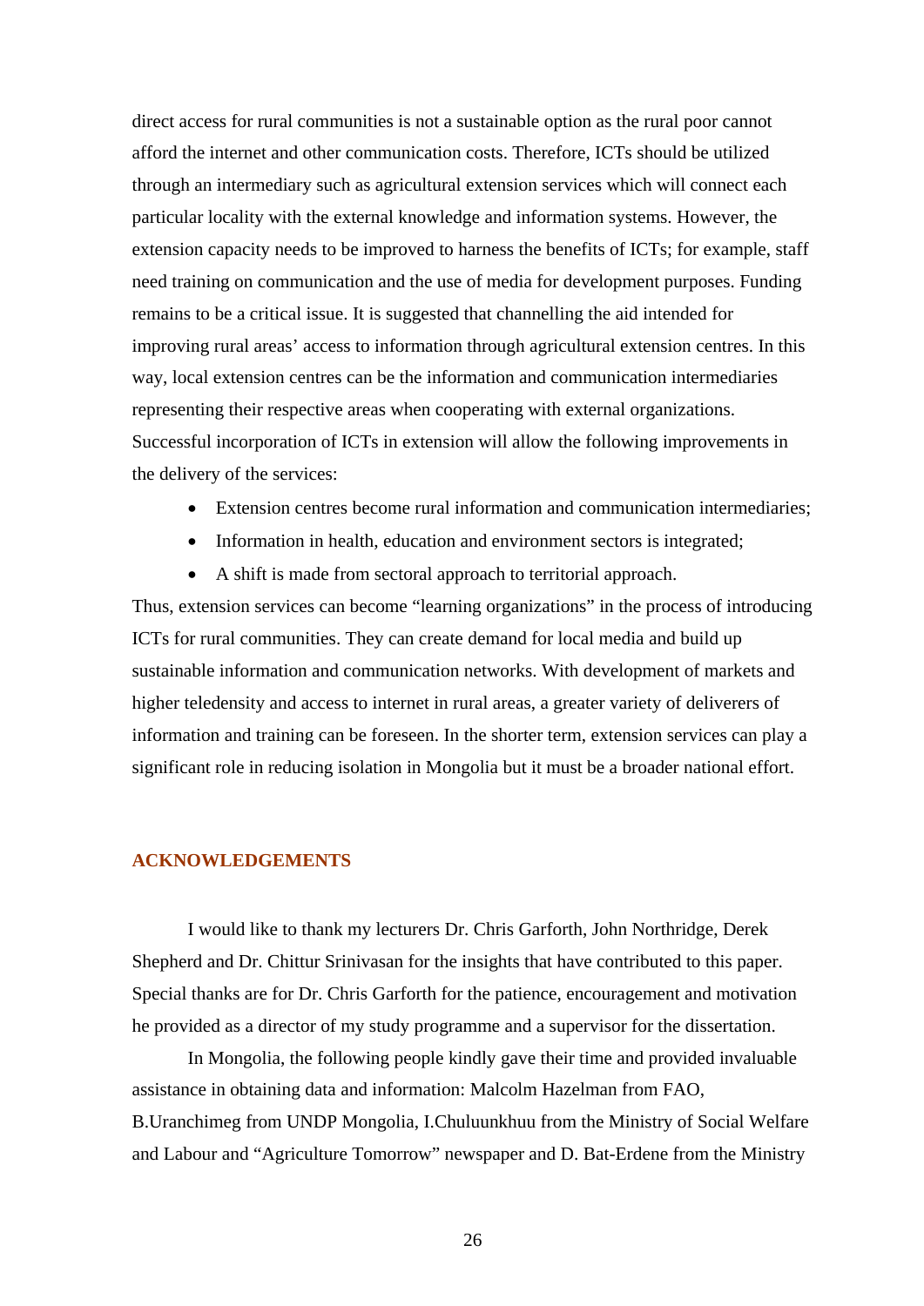direct access for rural communities is not a sustainable option as the rural poor cannot afford the internet and other communication costs. Therefore, ICTs should be utilized through an intermediary such as agricultural extension services which will connect each particular locality with the external knowledge and information systems. However, the extension capacity needs to be improved to harness the benefits of ICTs; for example, staff need training on communication and the use of media for development purposes. Funding remains to be a critical issue. It is suggested that channelling the aid intended for improving rural areas' access to information through agricultural extension centres. In this way, local extension centres can be the information and communication intermediaries representing their respective areas when cooperating with external organizations. Successful incorporation of ICTs in extension will allow the following improvements in the delivery of the services:

- Extension centres become rural information and communication intermediaries;
- Information in health, education and environment sectors is integrated;
- A shift is made from sectoral approach to territorial approach.

Thus, extension services can become "learning organizations" in the process of introducing ICTs for rural communities. They can create demand for local media and build up sustainable information and communication networks. With development of markets and higher teledensity and access to internet in rural areas, a greater variety of deliverers of information and training can be foreseen. In the shorter term, extension services can play a significant role in reducing isolation in Mongolia but it must be a broader national effort.

## ACKNOWLEDGEMENTS

I would like to thank my lecturers Dr. Chris Garforth, John Northridge, Derek Shepherd and Dr. Chittur Srinivasan for the insights that have contributed to this paper. Special thanks are for Dr. Chris Garforth for the patience, encouragement and motivation he provided as a director of my study programme and a supervisor for the dissertation.

In Mongolia, the following people kindly gave their time and provided invaluable assistance in obtaining data and information: Malcolm Hazelman from FAO, B.Uranchimeg from UNDP Mongolia, I.Chuluunkhuu from the Ministry of Social Welfare and Labour and "Agriculture Tomorrow" newspaper and D. Bat-Erdene from the Ministry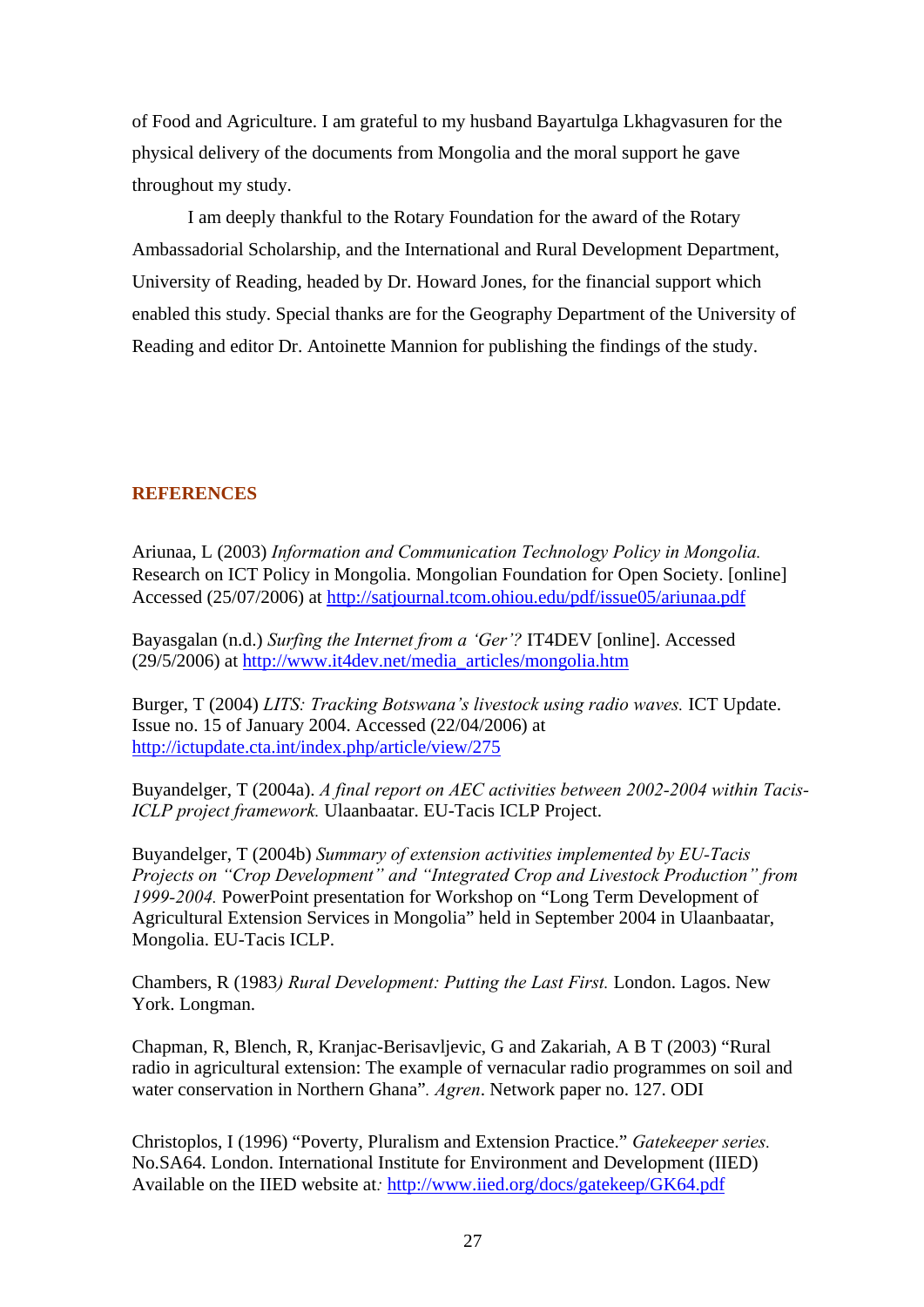of Food and Agriculture. I am grateful to my husband Bayartulga Lkhagvasuren for the physical delivery of the documents from Mongolia and the moral support he gave throughout my study.

I am deeply thankful to the Rotary Foundation for the award of the Rotary Ambassadorial Scholarship, and the International and Rural Development Department, University of Reading, headed by Dr. Howard Jones, for the financial support which enabled this study. Special thanks are for the Geography Department of the University of Reading and editor Dr. Antoinette Mannion for publishing the findings of the study.

## REFERENCES

Ariunaa, L (2003) *Information and Communication Technology Policy in Mongolia.* Research on ICT Policy in Mongolia. Mongolian Foundation for Open Society. [online] Accessed (25/07/2006) at http://satjournal.tcom.ohiou.edu/pdf/issue05/ariunaa.pdf

Bayasgalan (n.d.) *Surfing the Internet from a 'Ger'?* IT4DEV [online]. Accessed (29/5/2006) at http://www.it4dev.net/media_articles/mongolia.htm

Burger, T (2004) *LITS: Tracking Botswana's livestock using radio waves.* ICT Update. Issue no. 15 of January 2004. Accessed (22/04/2006) at http://ictupdate.cta.int/index.php/article/view/275

Buyandelger, T (2004a). *A final report on AEC activities between 2002-2004 within Tacis-ICLP project framework.* Ulaanbaatar. EU-Tacis ICLP Project.

Buyandelger, T (2004b) *Summary of extension activities implemented by EU-Tacis Projects on "Crop Development" and "Integrated Crop and Livestock Production" from 1999-2004.* PowerPoint presentation for Workshop on "Long Term Development of Agricultural Extension Services in Mongolia" held in September 2004 in Ulaanbaatar, Mongolia. EU-Tacis ICLP.

Chambers, R (1983*) Rural Development: Putting the Last First.* London. Lagos. New York. Longman.

Chapman, R, Blench, R, Kranjac-Berisavljevic, G and Zakariah, A B T (2003) "Rural radio in agricultural extension: The example of vernacular radio programmes on soil and water conservation in Northern Ghana"*. Agren*. Network paper no. 127. ODI

Christoplos, I (1996) "Poverty, Pluralism and Extension Practice." *Gatekeeper series.* No.SA64. London. International Institute for Environment and Development (IIED) Available on the IIED website at*:* http://www.iied.org/docs/gatekeep/GK64.pdf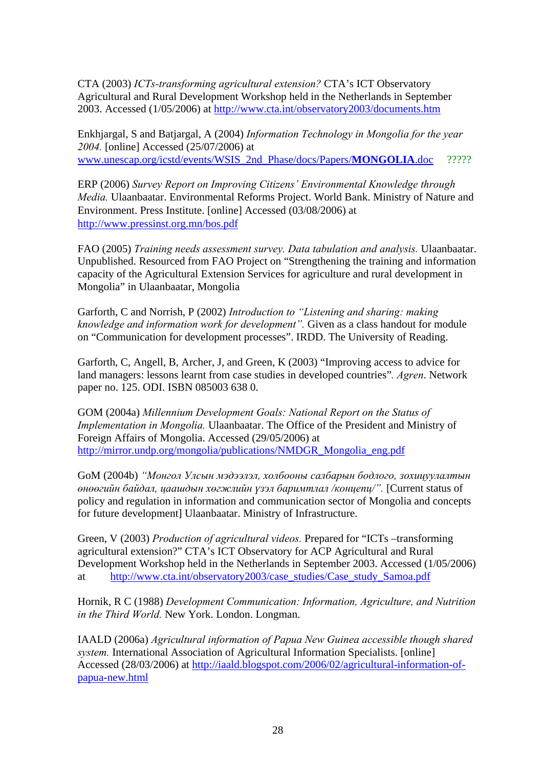CTA (2003) *ICTs-transforming agricultural extension?* CTA's ICT Observatory Agricultural and Rural Development Workshop held in the Netherlands in September 2003. Accessed (1/05/2006) at http://www.cta.int/observatory2003/documents.htm

Enkhjargal, S and Batjargal, A (2004) *Information Technology in Mongolia for the year 2004.* [online] Accessed (25/07/2006) at www.unescap.org/icstd/events/WSIS_2nd_Phase/docs/Papers/**MONGOLIA**.doc ?????

ERP (2006) *Survey Report on Improving Citizens' Environmental Knowledge through Media.* Ulaanbaatar. Environmental Reforms Project. World Bank. Ministry of Nature and Environment. Press Institute. [online] Accessed (03/08/2006) at http://www.pressinst.org.mn/bos.pdf

FAO (2005) *Training needs assessment survey. Data tabulation and analysis.* Ulaanbaatar. Unpublished. Resourced from FAO Project on "Strengthening the training and information capacity of the Agricultural Extension Services for agriculture and rural development in Mongolia" in Ulaanbaatar, Mongolia

Garforth, C and Norrish, P (2002) *Introduction to "Listening and sharing: making knowledge and information work for development".* Given as a class handout for module on "Communication for development processes". IRDD. The University of Reading.

Garforth, C, Angell, B, Archer, J, and Green, K (2003) "Improving access to advice for land managers: lessons learnt from case studies in developed countries"*. Agren*. Network paper no. 125. ODI. ISBN 085003 638 0.

GOM (2004a) *Millennium Development Goals: National Report on the Status of Implementation in Mongolia.* Ulaanbaatar. The Office of the President and Ministry of Foreign Affairs of Mongolia. Accessed (29/05/2006) at http://mirror.undp.org/mongolia/publications/NMDGR_Mongolia_eng.pdf

GoM (2004b) *"Монгол Улсын мэдээлэл, холбооны салбарын бодлого, зохицуулалтын өнөөгийн байдал, цаашдын хөгжлийн үзэл баримтлал /концепц/".* [Current status of policy and regulation in information and communication sector of Mongolia and concepts for future development] Ulaanbaatar. Ministry of Infrastructure.

Green, V (2003) *Production of agricultural videos.* Prepared for "ICTs –transforming agricultural extension?" CTA's ICT Observatory for ACP Agricultural and Rural Development Workshop held in the Netherlands in September 2003. Accessed (1/05/2006) at http://www.cta.int/observatory2003/case_studies/Case_study_Samoa.pdf

Hornik, R C (1988) *Development Communication: Information, Agriculture, and Nutrition in the Third World.* New York. London. Longman.

IAALD (2006a) *Agricultural information of Papua New Guinea accessible though shared system.* International Association of Agricultural Information Specialists. [online] Accessed (28/03/2006) at http://iaald.blogspot.com/2006/02/agricultural-information-of-papua-new.html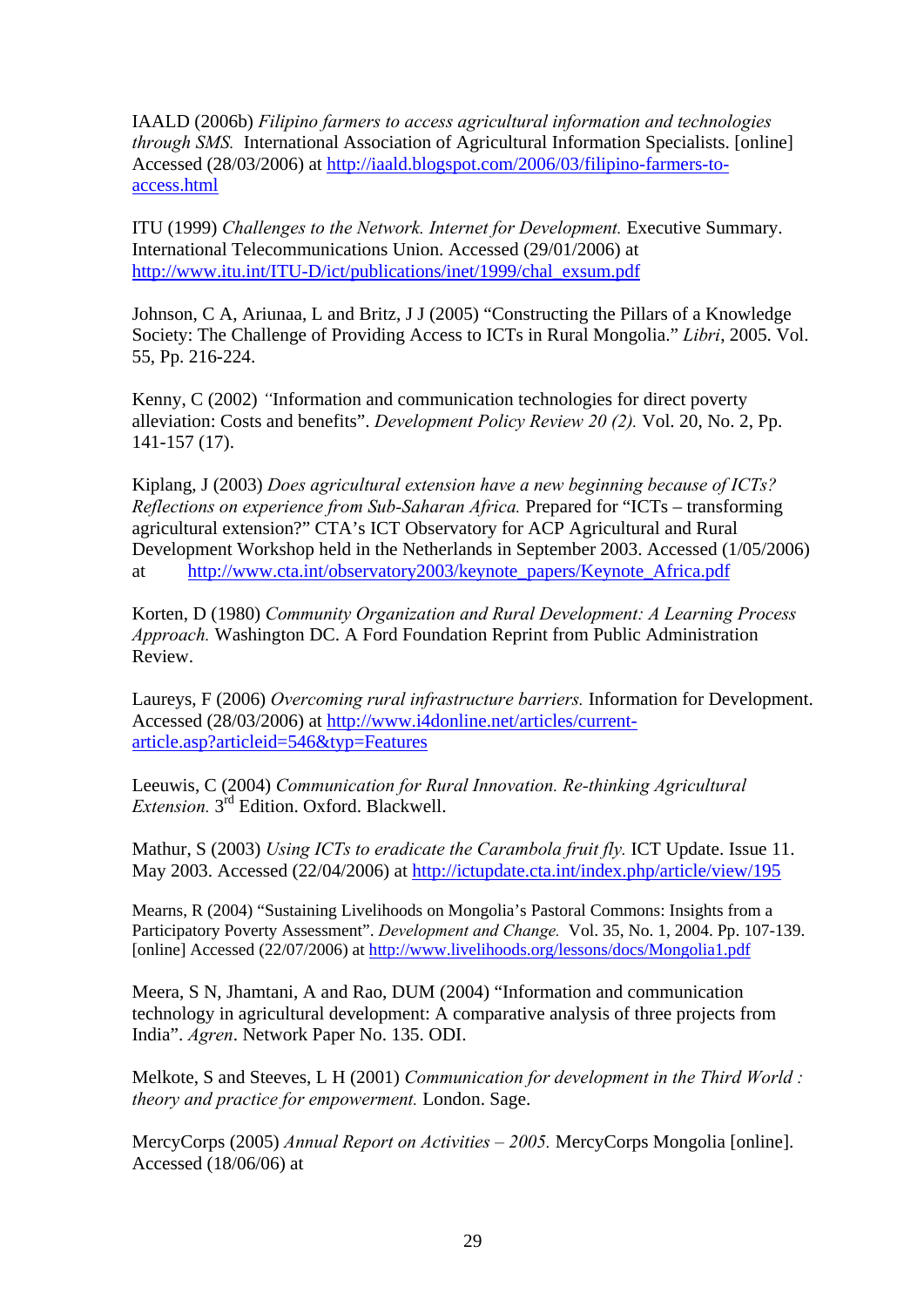IAALD (2006b) *Filipino farmers to access agricultural information and technologies through SMS.* International Association of Agricultural Information Specialists. [online] Accessed (28/03/2006) at http://iaald.blogspot.com/2006/03/filipino-farmers-to-access.html

ITU (1999) *Challenges to the Network. Internet for Development.* Executive Summary. International Telecommunications Union. Accessed (29/01/2006) at http://www.itu.int/ITU-D/ict/publications/inet/1999/chal_exsum.pdf

Johnson, C A, Ariunaa, L and Britz, J J (2005) "Constructing the Pillars of a Knowledge Society: The Challenge of Providing Access to ICTs in Rural Mongolia." *Libri*, 2005. Vol. 55, Pp. 216-224.

Kenny, C (2002) "Information and communication technologies for direct poverty alleviation: Costs and benefits". *Development Policy Review 20 (2).* Vol. 20, No. 2, Pp. 141-157 (17).

Kiplang, J (2003) *Does agricultural extension have a new beginning because of ICTs? Reflections on experience from Sub-Saharan Africa.* Prepared for "ICTs – transforming agricultural extension?" CTA's ICT Observatory for ACP Agricultural and Rural Development Workshop held in the Netherlands in September 2003. Accessed (1/05/2006) at http://www.cta.int/observatory2003/keynote_papers/Keynote_Africa.pdf

Korten, D (1980) *Community Organization and Rural Development: A Learning Process Approach.* Washington DC. A Ford Foundation Reprint from Public Administration Review.

Laureys, F (2006) *Overcoming rural infrastructure barriers.* Information for Development. Accessed (28/03/2006) at http://www.i4donline.net/articles/current-article.asp?articleid=546&typ=Features

Leeuwis, C (2004) *Communication for Rural Innovation. Re-thinking Agricultural Extension.* 3rd Edition. Oxford. Blackwell.

Mathur, S (2003) *Using ICTs to eradicate the Carambola fruit fly.* ICT Update. Issue 11. May 2003. Accessed (22/04/2006) at http://ictupdate.cta.int/index.php/article/view/195

Mearns, R (2004) "Sustaining Livelihoods on Mongolia's Pastoral Commons: Insights from a Participatory Poverty Assessment". *Development and Change.* Vol. 35, No. 1, 2004. Pp. 107-139. [online] Accessed (22/07/2006) at http://www.livelihoods.org/lessons/docs/Mongolia1.pdf

Meera, S N, Jhamtani, A and Rao, DUM (2004) "Information and communication technology in agricultural development: A comparative analysis of three projects from India". *Agren*. Network Paper No. 135. ODI.

Melkote, S and Steeves, L H (2001) *Communication for development in the Third World : theory and practice for empowerment.* London. Sage.

MercyCorps (2005) *Annual Report on Activities – 2005.* MercyCorps Mongolia [online]. Accessed (18/06/06) at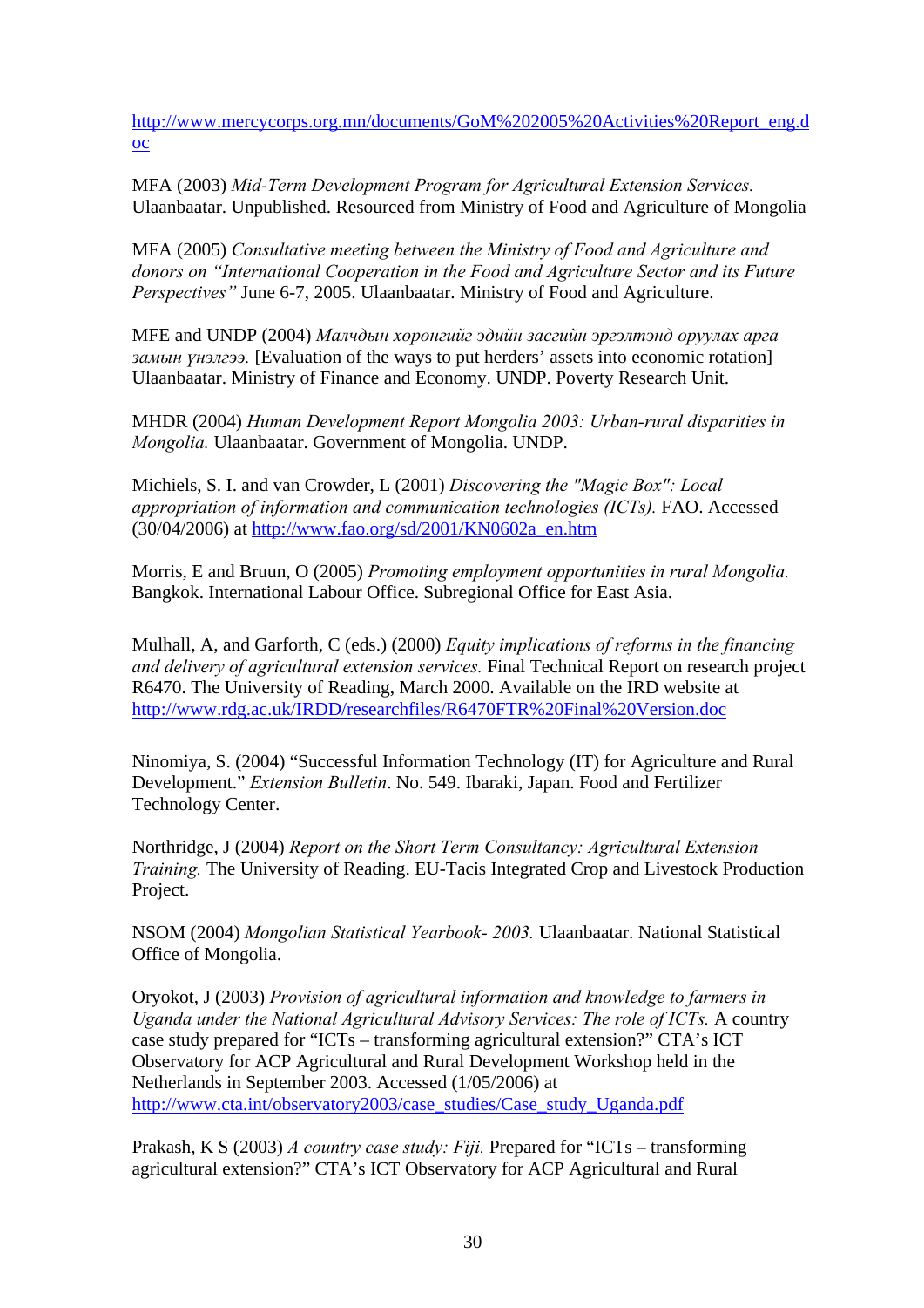http://www.mercycorps.org.mn/documents/GoM%202005%20Activities%20Report_eng.doc

MFA (2003) *Mid-Term Development Program for Agricultural Extension Services.* Ulaanbaatar. Unpublished. Resourced from Ministry of Food and Agriculture of Mongolia

MFA (2005) *Consultative meeting between the Ministry of Food and Agriculture and donors on "International Cooperation in the Food and Agriculture Sector and its Future Perspectives"* June 6-7, 2005. Ulaanbaatar. Ministry of Food and Agriculture.

MFE and UNDP (2004) *Малчдын хөрөнгийг эдийн засгийн эргэлтэнд оруулах арга замын үнэлгээ.* [Evaluation of the ways to put herders' assets into economic rotation] Ulaanbaatar. Ministry of Finance and Economy. UNDP. Poverty Research Unit.

MHDR (2004) *Human Development Report Mongolia 2003: Urban-rural disparities in Mongolia.* Ulaanbaatar. Government of Mongolia. UNDP.

Michiels, S. I. and van Crowder, L (2001) *Discovering the "Magic Box": Local appropriation of information and communication technologies (ICTs).* FAO. Accessed (30/04/2006) at http://www.fao.org/sd/2001/KN0602a_en.htm

Morris, E and Bruun, O (2005) *Promoting employment opportunities in rural Mongolia.* Bangkok. International Labour Office. Subregional Office for East Asia.

Mulhall, A, and Garforth, C (eds.) (2000) *Equity implications of reforms in the financing and delivery of agricultural extension services.* Final Technical Report on research project R6470. The University of Reading, March 2000. Available on the IRD website at http://www.rdg.ac.uk/IRDD/researchfiles/R6470FTR%20Final%20Version.doc

Ninomiya, S. (2004) "Successful Information Technology (IT) for Agriculture and Rural Development." *Extension Bulletin*. No. 549. Ibaraki, Japan. Food and Fertilizer Technology Center.

Northridge, J (2004) *Report on the Short Term Consultancy: Agricultural Extension Training.* The University of Reading. EU-Tacis Integrated Crop and Livestock Production Project.

NSOM (2004) *Mongolian Statistical Yearbook- 2003.* Ulaanbaatar. National Statistical Office of Mongolia.

Oryokot, J (2003) *Provision of agricultural information and knowledge to farmers in Uganda under the National Agricultural Advisory Services: The role of ICTs.* A country case study prepared for "ICTs – transforming agricultural extension?" CTA's ICT Observatory for ACP Agricultural and Rural Development Workshop held in the Netherlands in September 2003. Accessed (1/05/2006) at http://www.cta.int/observatory2003/case_studies/Case_study_Uganda.pdf

Prakash, K S (2003) *A country case study: Fiji.* Prepared for "ICTs – transforming agricultural extension?" CTA's ICT Observatory for ACP Agricultural and Rural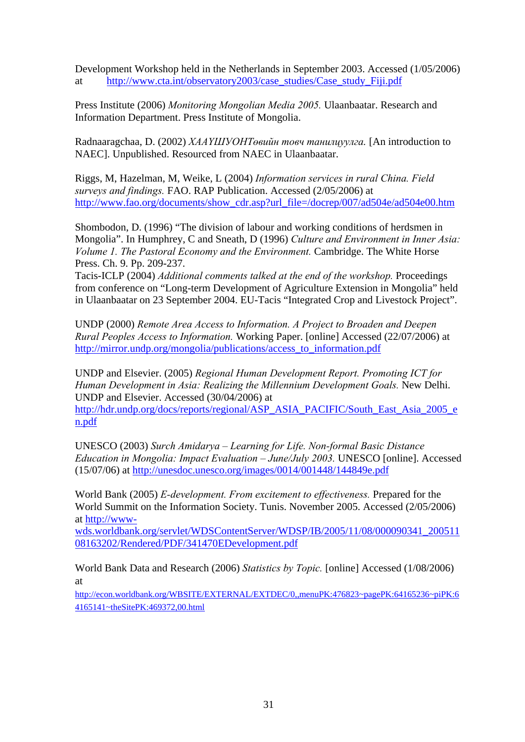Development Workshop held in the Netherlands in September 2003. Accessed (1/05/2006) at http://www.cta.int/observatory2003/case_studies/Case_study_Fiji.pdf

Press Institute (2006) *Monitoring Mongolian Media 2005.* Ulaanbaatar. Research and Information Department. Press Institute of Mongolia.

Radnaaragchaa, D. (2002) *ХААУШУОНТөвийн товч танилцуулга.* [An introduction to NAEC]. Unpublished. Resourced from NAEC in Ulaanbaatar.

Riggs, M, Hazelman, M, Weike, L (2004) *Information services in rural China. Field surveys and findings.* FAO. RAP Publication. Accessed (2/05/2006) at http://www.fao.org/documents/show_cdr.asp?url_file=/docrep/007/ad504e/ad504e00.htm

Shombodon, D. (1996) "The division of labour and working conditions of herdsmen in Mongolia". In Humphrey, C and Sneath, D (1996) *Culture and Environment in Inner Asia: Volume 1. The Pastoral Economy and the Environment.* Cambridge. The White Horse Press. Ch. 9. Pp. 209-237.

Tacis-ICLP (2004) *Additional comments talked at the end of the workshop.* Proceedings from conference on "Long-term Development of Agriculture Extension in Mongolia" held in Ulaanbaatar on 23 September 2004. EU-Tacis "Integrated Crop and Livestock Project".

UNDP (2000) *Remote Area Access to Information. A Project to Broaden and Deepen Rural Peoples Access to Information.* Working Paper. [online] Accessed (22/07/2006) at http://mirror.undp.org/mongolia/publications/access_to_information.pdf

UNDP and Elsevier. (2005) *Regional Human Development Report. Promoting ICT for Human Development in Asia: Realizing the Millennium Development Goals.* New Delhi. UNDP and Elsevier. Accessed (30/04/2006) at http://hdr.undp.org/docs/reports/regional/ASP_ASIA_PACIFIC/South_East_Asia_2005_en.pdf

UNESCO (2003) *Surch Amidarya – Learning for Life. Non-formal Basic Distance Education in Mongolia: Impact Evaluation – June/July 2003.* UNESCO [online]. Accessed (15/07/06) at http://unesdoc.unesco.org/images/0014/001448/144849e.pdf

World Bank (2005) *E-development. From excitement to effectiveness.* Prepared for the World Summit on the Information Society. Tunis. November 2005. Accessed (2/05/2006) at http://www-wds.worldbank.org/servlet/WDSContentServer/WDSP/IB/2005/11/08/000090341_20051108163202/Rendered/PDF/341470EDevelopment.pdf

World Bank Data and Research (2006) *Statistics by Topic.* [online] Accessed (1/08/2006) at http://econ.worldbank.org/WBSITE/EXTERNAL/EXTDEC/0,,menuPK:476823~pagePK:64165236~piPK:64165141~theSitePK:469372,00.html